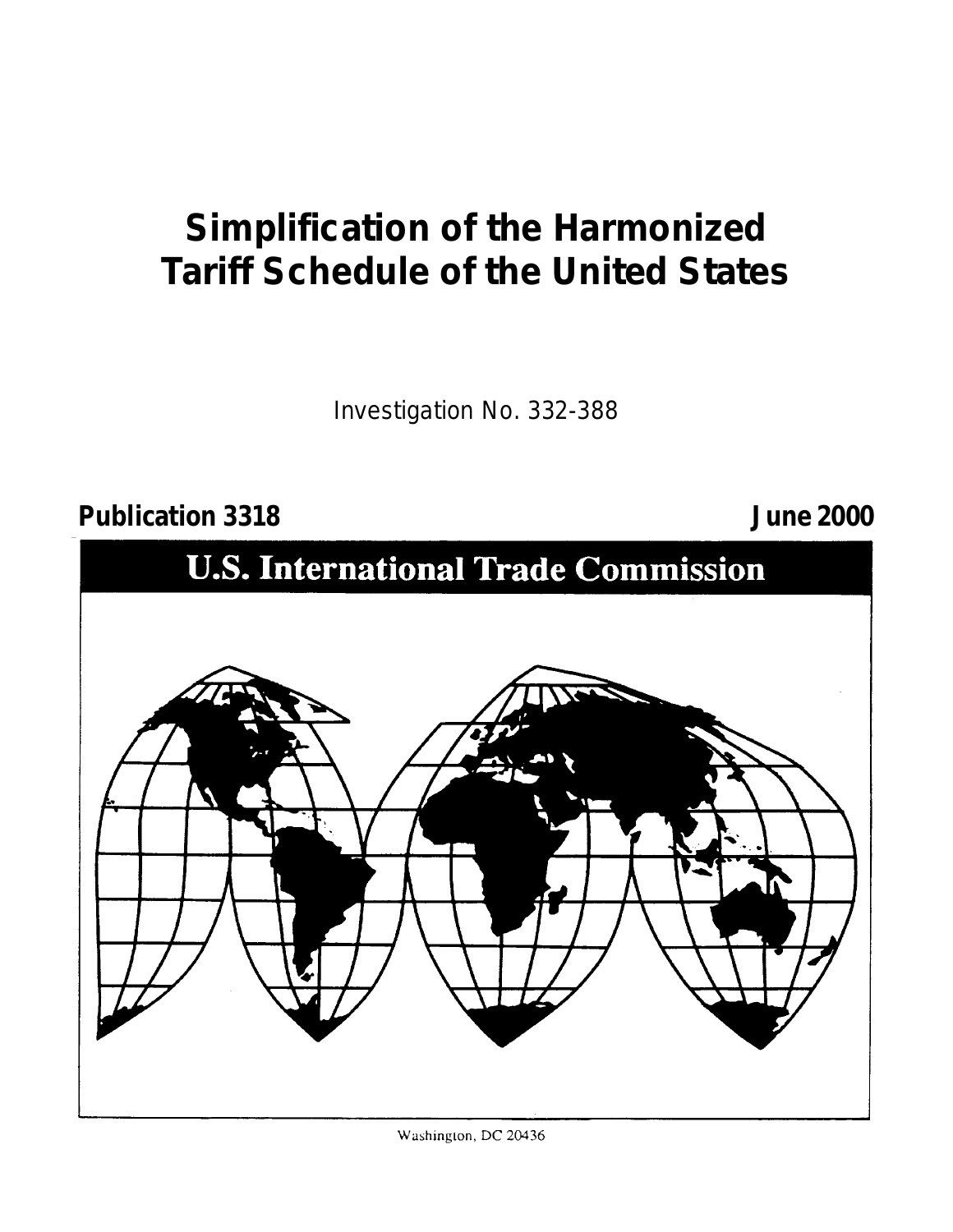# Simplification of the Harmonized Tariff Schedule of the United States

Investigation No. 332-388

**Publication 3318** **June 2000**

## U.S. International Trade Commission

Washington, DC 20436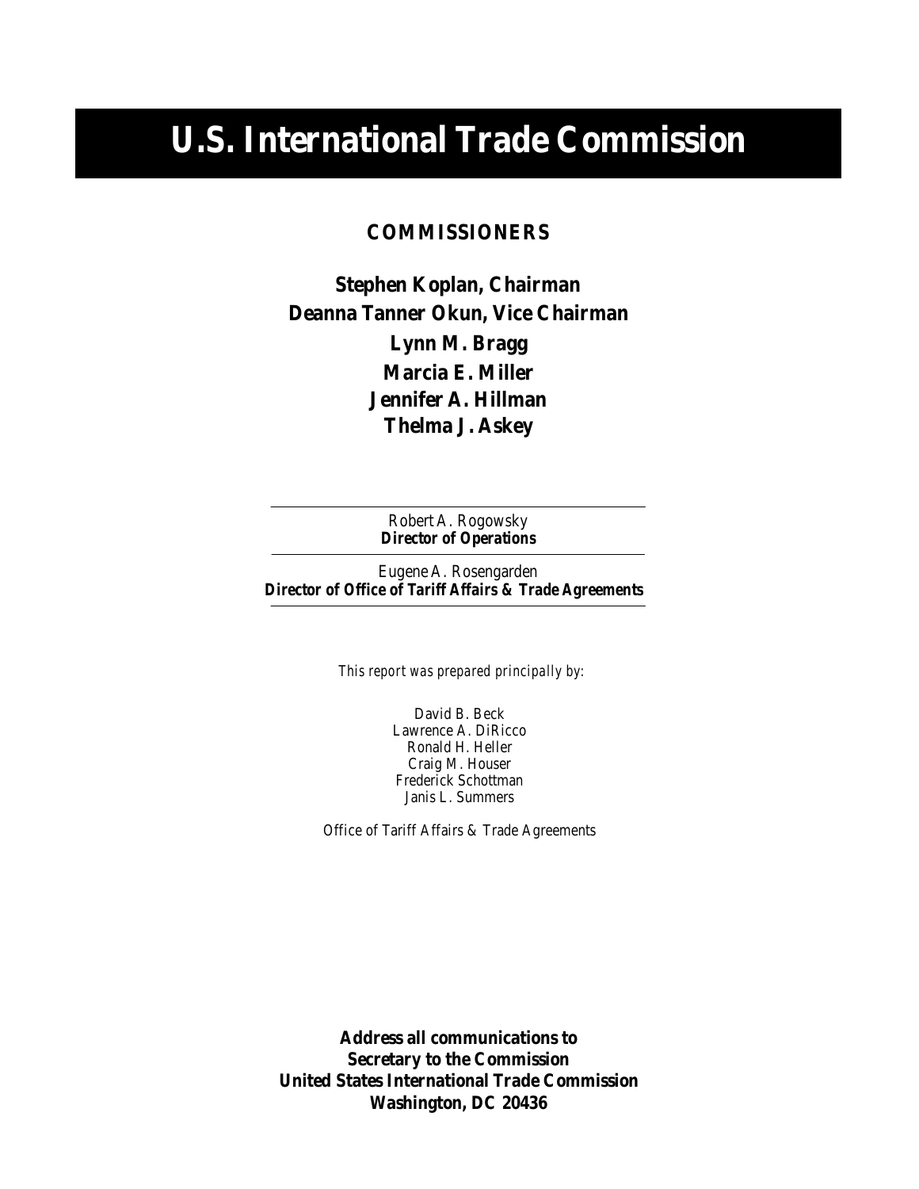# U.S. International Trade Commission

**COMMISSIONERS**

**Stephen Koplan, Chairman**
**Deanna Tanner Okun, Vice Chairman**
**Lynn M. Bragg**
**Marcia E. Miller**
**Jennifer A. Hillman**
**Thelma J. Askey**

---

Robert A. Rogowsky
**Director of Operations**

---

Eugene A. Rosengarden
**Director of Office of Tariff Affairs & Trade Agreements**

---

*This report was prepared principally by:*

David B. Beck
Lawrence A. DiRicco
Ronald H. Heller
Craig M. Houser
Frederick Schottman
Janis L. Summers

Office of Tariff Affairs & Trade Agreements

**Address all communications to**
**Secretary to the Commission**
**United States International Trade Commission**
**Washington, DC 20436**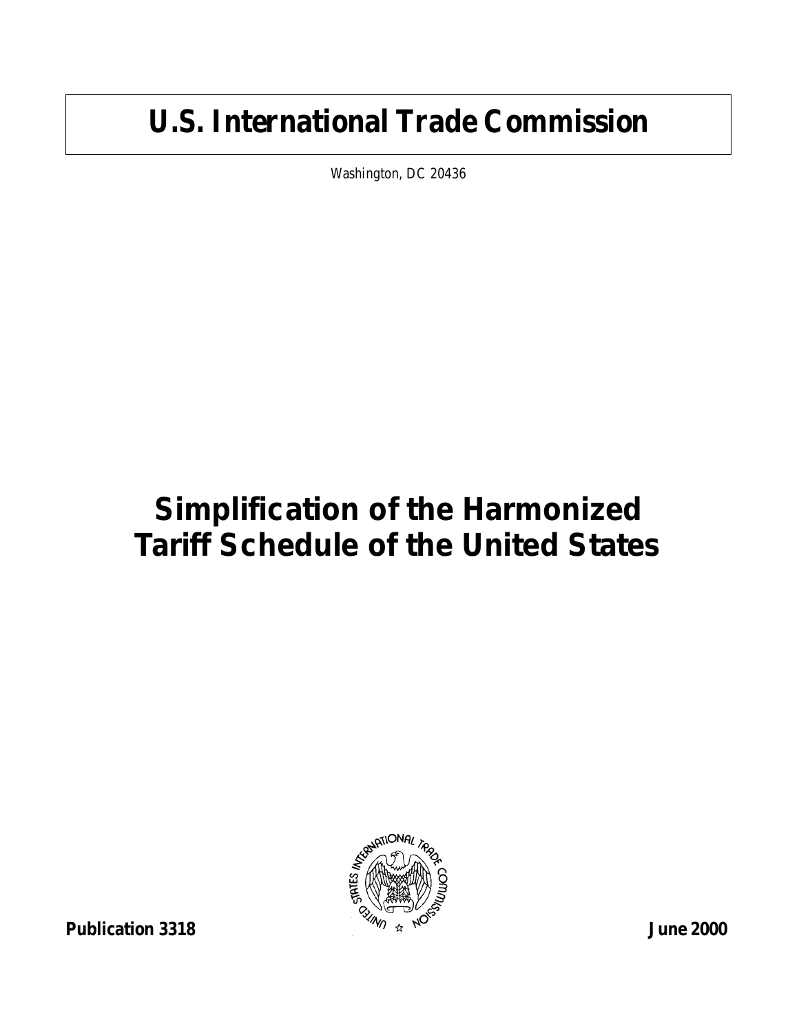# U.S. International Trade Commission

*Washington, DC 20436*

# Simplification of the Harmonized Tariff Schedule of the United States

**Publication 3318** **June 2000**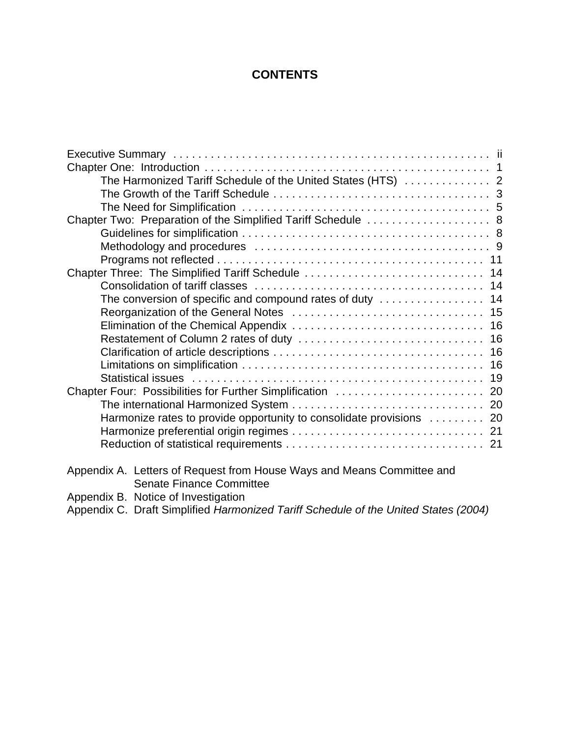# CONTENTS

| | |
|---|---|
| Executive Summary | ii |
| Chapter One: Introduction | 1 |
| The Harmonized Tariff Schedule of the United States (HTS) | 2 |
| The Growth of the Tariff Schedule | 3 |
| The Need for Simplification | 5 |
| Chapter Two: Preparation of the Simplified Tariff Schedule | 8 |
| Guidelines for simplification | 8 |
| Methodology and procedures | 9 |
| Programs not reflected | 11 |
| Chapter Three: The Simplified Tariff Schedule | 14 |
| Consolidation of tariff classes | 14 |
| The conversion of specific and compound rates of duty | 14 |
| Reorganization of the General Notes | 15 |
| Elimination of the Chemical Appendix | 16 |
| Restatement of Column 2 rates of duty | 16 |
| Clarification of article descriptions | 16 |
| Limitations on simplification | 16 |
| Statistical issues | 19 |
| Chapter Four: Possibilities for Further Simplification | 20 |
| The international Harmonized System | 20 |
| Harmonize rates to provide opportunity to consolidate provisions | 20 |
| Harmonize preferential origin regimes | 21 |
| Reduction of statistical requirements | 21 |

Appendix A. Letters of Request from House Ways and Means Committee and Senate Finance Committee

Appendix B. Notice of Investigation

Appendix C. Draft Simplified *Harmonized Tariff Schedule of the United States (2004)*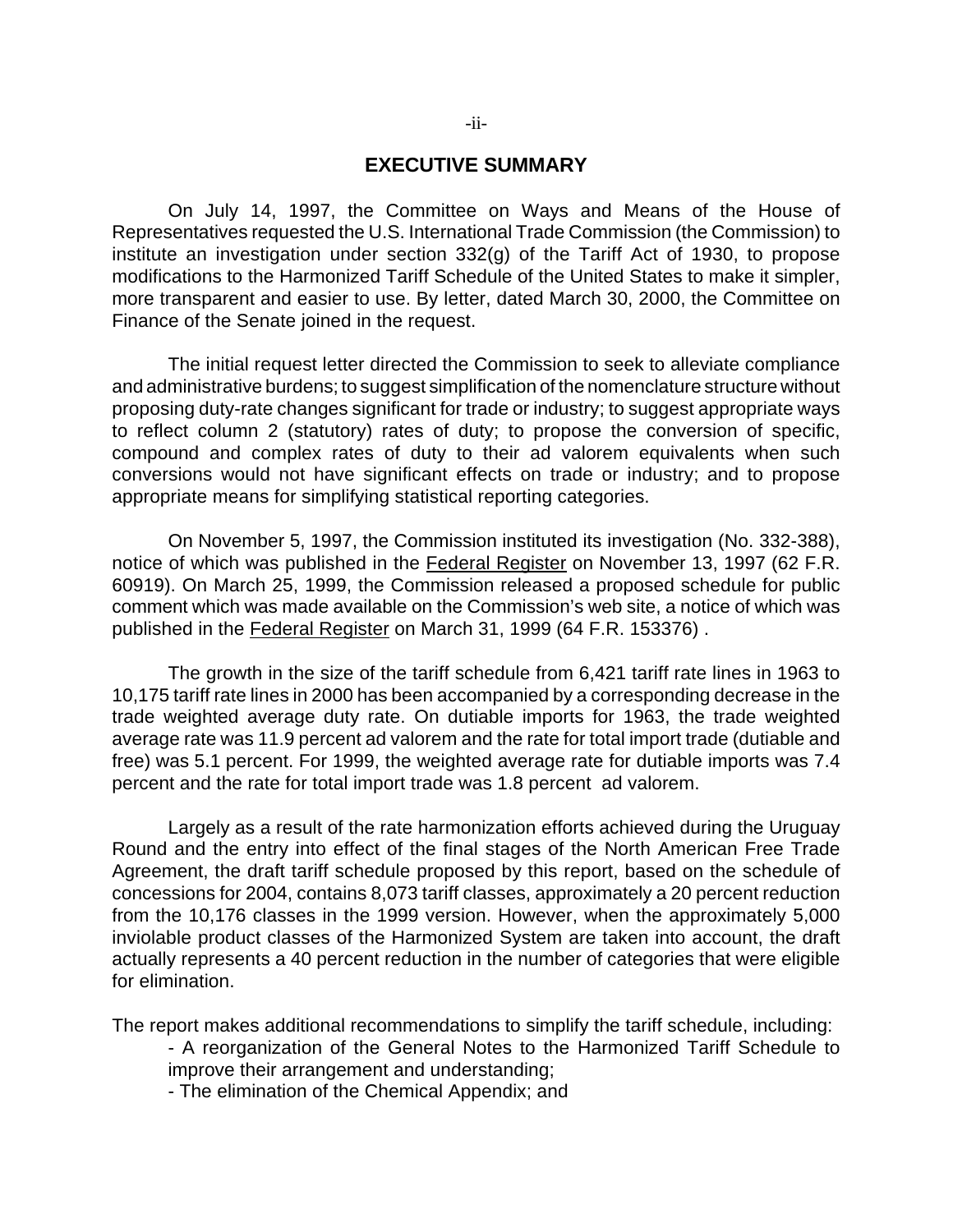## EXECUTIVE SUMMARY

On July 14, 1997, the Committee on Ways and Means of the House of Representatives requested the U.S. International Trade Commission (the Commission) to institute an investigation under section 332(g) of the Tariff Act of 1930, to propose modifications to the Harmonized Tariff Schedule of the United States to make it simpler, more transparent and easier to use. By letter, dated March 30, 2000, the Committee on Finance of the Senate joined in the request.

The initial request letter directed the Commission to seek to alleviate compliance and administrative burdens; to suggest simplification of the nomenclature structure without proposing duty-rate changes significant for trade or industry; to suggest appropriate ways to reflect column 2 (statutory) rates of duty; to propose the conversion of specific, compound and complex rates of duty to their ad valorem equivalents when such conversions would not have significant effects on trade or industry; and to propose appropriate means for simplifying statistical reporting categories.

On November 5, 1997, the Commission instituted its investigation (No. 332-388), notice of which was published in the Federal Register on November 13, 1997 (62 F.R. 60919). On March 25, 1999, the Commission released a proposed schedule for public comment which was made available on the Commission's web site, a notice of which was published in the Federal Register on March 31, 1999 (64 F.R. 153376) .

The growth in the size of the tariff schedule from 6,421 tariff rate lines in 1963 to 10,175 tariff rate lines in 2000 has been accompanied by a corresponding decrease in the trade weighted average duty rate. On dutiable imports for 1963, the trade weighted average rate was 11.9 percent ad valorem and the rate for total import trade (dutiable and free) was 5.1 percent. For 1999, the weighted average rate for dutiable imports was 7.4 percent and the rate for total import trade was 1.8 percent ad valorem.

Largely as a result of the rate harmonization efforts achieved during the Uruguay Round and the entry into effect of the final stages of the North American Free Trade Agreement, the draft tariff schedule proposed by this report, based on the schedule of concessions for 2004, contains 8,073 tariff classes, approximately a 20 percent reduction from the 10,176 classes in the 1999 version. However, when the approximately 5,000 inviolable product classes of the Harmonized System are taken into account, the draft actually represents a 40 percent reduction in the number of categories that were eligible for elimination.

The report makes additional recommendations to simplify the tariff schedule, including:

- A reorganization of the General Notes to the Harmonized Tariff Schedule to improve their arrangement and understanding;
- The elimination of the Chemical Appendix; and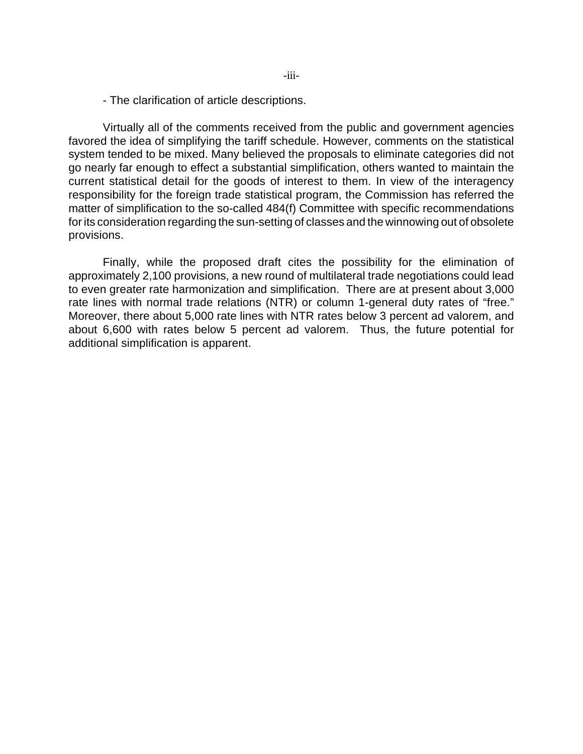- The clarification of article descriptions.

Virtually all of the comments received from the public and government agencies favored the idea of simplifying the tariff schedule. However, comments on the statistical system tended to be mixed. Many believed the proposals to eliminate categories did not go nearly far enough to effect a substantial simplification, others wanted to maintain the current statistical detail for the goods of interest to them. In view of the interagency responsibility for the foreign trade statistical program, the Commission has referred the matter of simplification to the so-called 484(f) Committee with specific recommendations for its consideration regarding the sun-setting of classes and the winnowing out of obsolete provisions.

Finally, while the proposed draft cites the possibility for the elimination of approximately 2,100 provisions, a new round of multilateral trade negotiations could lead to even greater rate harmonization and simplification. There are at present about 3,000 rate lines with normal trade relations (NTR) or column 1-general duty rates of "free." Moreover, there about 5,000 rate lines with NTR rates below 3 percent ad valorem, and about 6,600 with rates below 5 percent ad valorem. Thus, the future potential for additional simplification is apparent.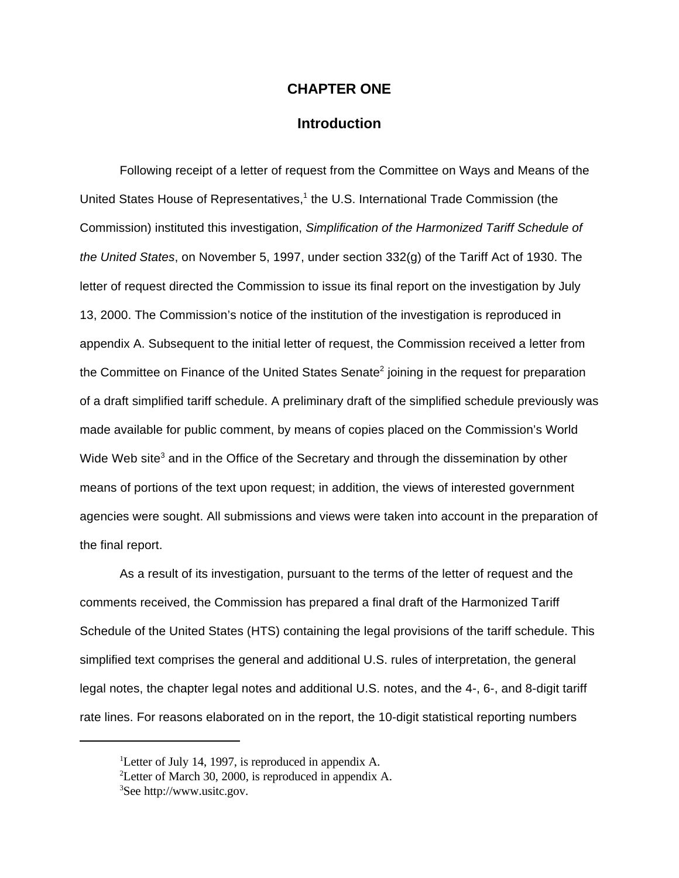# CHAPTER ONE

## Introduction

Following receipt of a letter of request from the Committee on Ways and Means of the United States House of Representatives,[1] the U.S. International Trade Commission (the Commission) instituted this investigation, *Simplification of the Harmonized Tariff Schedule of the United States*, on November 5, 1997, under section 332(g) of the Tariff Act of 1930. The letter of request directed the Commission to issue its final report on the investigation by July 13, 2000. The Commission's notice of the institution of the investigation is reproduced in appendix A. Subsequent to the initial letter of request, the Commission received a letter from the Committee on Finance of the United States Senate[2] joining in the request for preparation of a draft simplified tariff schedule. A preliminary draft of the simplified schedule previously was made available for public comment, by means of copies placed on the Commission's World Wide Web site[3] and in the Office of the Secretary and through the dissemination by other means of portions of the text upon request; in addition, the views of interested government agencies were sought. All submissions and views were taken into account in the preparation of the final report.

As a result of its investigation, pursuant to the terms of the letter of request and the comments received, the Commission has prepared a final draft of the Harmonized Tariff Schedule of the United States (HTS) containing the legal provisions of the tariff schedule. This simplified text comprises the general and additional U.S. rules of interpretation, the general legal notes, the chapter legal notes and additional U.S. notes, and the 4-, 6-, and 8-digit tariff rate lines. For reasons elaborated on in the report, the 10-digit statistical reporting numbers

---

[1] Letter of July 14, 1997, is reproduced in appendix A.

[2] Letter of March 30, 2000, is reproduced in appendix A.

[3] See http://www.usitc.gov.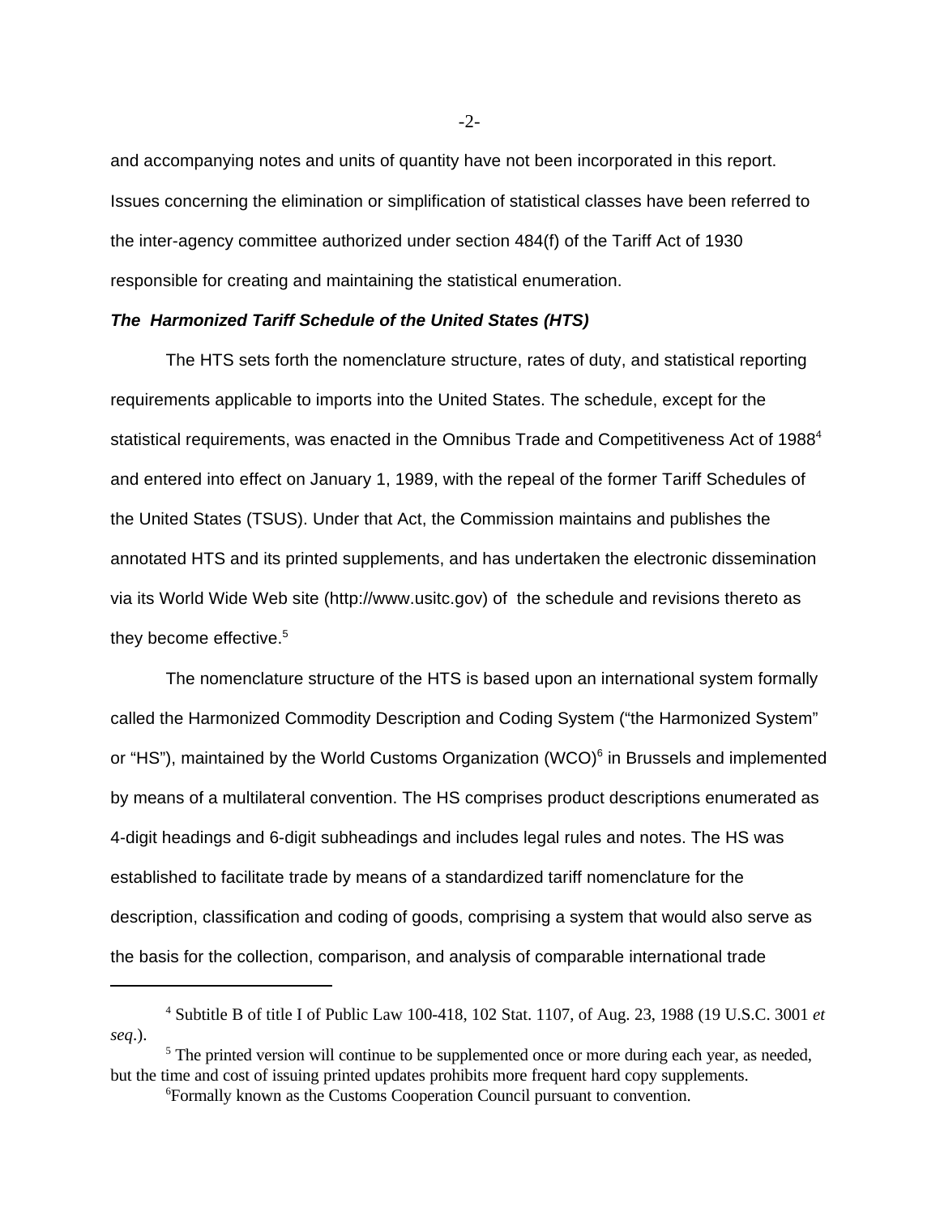and accompanying notes and units of quantity have not been incorporated in this report. Issues concerning the elimination or simplification of statistical classes have been referred to the inter-agency committee authorized under section 484(f) of the Tariff Act of 1930 responsible for creating and maintaining the statistical enumeration.

***The Harmonized Tariff Schedule of the United States (HTS)***

The HTS sets forth the nomenclature structure, rates of duty, and statistical reporting requirements applicable to imports into the United States. The schedule, except for the statistical requirements, was enacted in the Omnibus Trade and Competitiveness Act of 1988[4] and entered into effect on January 1, 1989, with the repeal of the former Tariff Schedules of the United States (TSUS). Under that Act, the Commission maintains and publishes the annotated HTS and its printed supplements, and has undertaken the electronic dissemination via its World Wide Web site (http://www.usitc.gov) of the schedule and revisions thereto as they become effective.[5]

The nomenclature structure of the HTS is based upon an international system formally called the Harmonized Commodity Description and Coding System ("the Harmonized System" or "HS"), maintained by the World Customs Organization (WCO)[6] in Brussels and implemented by means of a multilateral convention. The HS comprises product descriptions enumerated as 4-digit headings and 6-digit subheadings and includes legal rules and notes. The HS was established to facilitate trade by means of a standardized tariff nomenclature for the description, classification and coding of goods, comprising a system that would also serve as the basis for the collection, comparison, and analysis of comparable international trade

---

[4] Subtitle B of title I of Public Law 100-418, 102 Stat. 1107, of Aug. 23, 1988 (19 U.S.C. 3001 *et seq*.).

[5] The printed version will continue to be supplemented once or more during each year, as needed, but the time and cost of issuing printed updates prohibits more frequent hard copy supplements.

[6] Formally known as the Customs Cooperation Council pursuant to convention.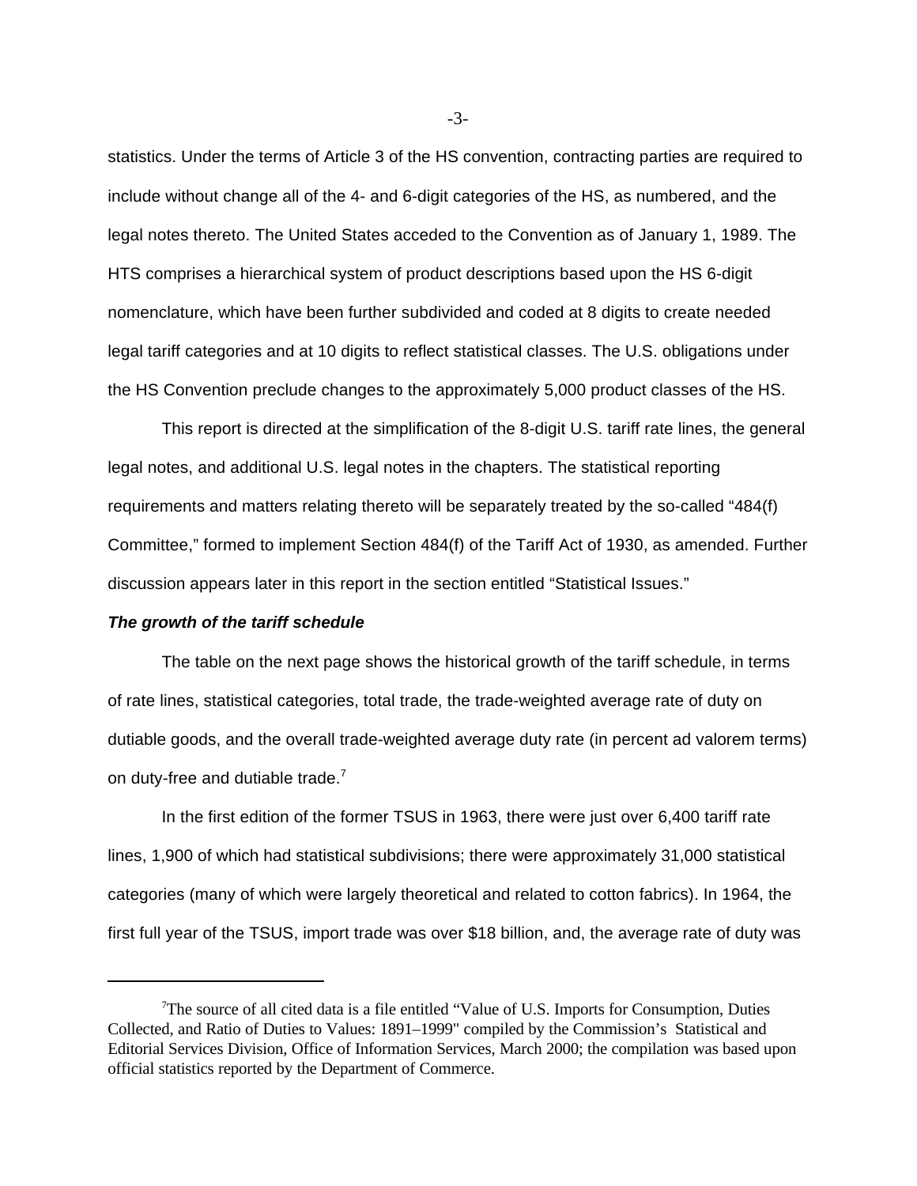statistics. Under the terms of Article 3 of the HS convention, contracting parties are required to include without change all of the 4- and 6-digit categories of the HS, as numbered, and the legal notes thereto. The United States acceded to the Convention as of January 1, 1989. The HTS comprises a hierarchical system of product descriptions based upon the HS 6-digit nomenclature, which have been further subdivided and coded at 8 digits to create needed legal tariff categories and at 10 digits to reflect statistical classes. The U.S. obligations under the HS Convention preclude changes to the approximately 5,000 product classes of the HS.

This report is directed at the simplification of the 8-digit U.S. tariff rate lines, the general legal notes, and additional U.S. legal notes in the chapters. The statistical reporting requirements and matters relating thereto will be separately treated by the so-called "484(f) Committee," formed to implement Section 484(f) of the Tariff Act of 1930, as amended. Further discussion appears later in this report in the section entitled "Statistical Issues."

***The growth of the tariff schedule***

The table on the next page shows the historical growth of the tariff schedule, in terms of rate lines, statistical categories, total trade, the trade-weighted average rate of duty on dutiable goods, and the overall trade-weighted average duty rate (in percent ad valorem terms) on duty-free and dutiable trade.[7]

In the first edition of the former TSUS in 1963, there were just over 6,400 tariff rate lines, 1,900 of which had statistical subdivisions; there were approximately 31,000 statistical categories (many of which were largely theoretical and related to cotton fabrics). In 1964, the first full year of the TSUS, import trade was over $18 billion, and, the average rate of duty was

---

[7]The source of all cited data is a file entitled "Value of U.S. Imports for Consumption, Duties Collected, and Ratio of Duties to Values: 1891–1999" compiled by the Commission's Statistical and Editorial Services Division, Office of Information Services, March 2000; the compilation was based upon official statistics reported by the Department of Commerce.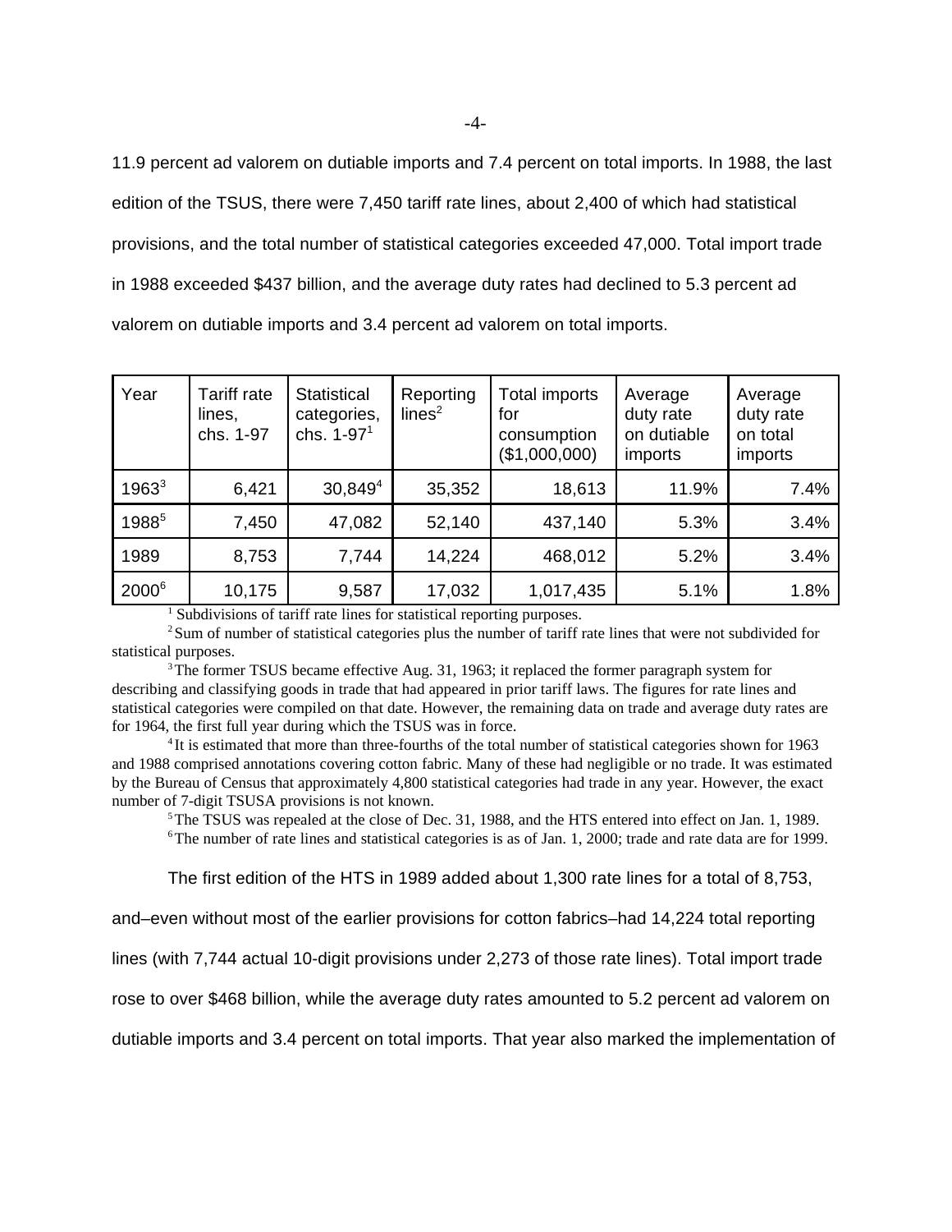11.9 percent ad valorem on dutiable imports and 7.4 percent on total imports. In 1988, the last edition of the TSUS, there were 7,450 tariff rate lines, about 2,400 of which had statistical provisions, and the total number of statistical categories exceeded 47,000. Total import trade in 1988 exceeded $437 billion, and the average duty rates had declined to 5.3 percent ad valorem on dutiable imports and 3.4 percent ad valorem on total imports.

| Year | Tariff rate lines, chs. 1-97 | Statistical categories, chs. 1-97[1] | Reporting lines[2] | Total imports for consumption ($1,000,000) | Average duty rate on dutiable imports | Average duty rate on total imports |
|---|---|---|---|---|---|---|
| 1963[3] | 6,421 | 30,849[4] | 35,352 | 18,613 | 11.9% | 7.4% |
| 1988[5] | 7,450 | 47,082 | 52,140 | 437,140 | 5.3% | 3.4% |
| 1989 | 8,753 | 7,744 | 14,224 | 468,012 | 5.2% | 3.4% |
| 2000[6] | 10,175 | 9,587 | 17,032 | 1,017,435 | 5.1% | 1.8% |

[1] Subdivisions of tariff rate lines for statistical reporting purposes.

[2] Sum of number of statistical categories plus the number of tariff rate lines that were not subdivided for statistical purposes.

[3] The former TSUS became effective Aug. 31, 1963; it replaced the former paragraph system for describing and classifying goods in trade that had appeared in prior tariff laws. The figures for rate lines and statistical categories were compiled on that date. However, the remaining data on trade and average duty rates are for 1964, the first full year during which the TSUS was in force.

[4] It is estimated that more than three-fourths of the total number of statistical categories shown for 1963 and 1988 comprised annotations covering cotton fabric. Many of these had negligible or no trade. It was estimated by the Bureau of Census that approximately 4,800 statistical categories had trade in any year. However, the exact number of 7-digit TSUSA provisions is not known.

[5] The TSUS was repealed at the close of Dec. 31, 1988, and the HTS entered into effect on Jan. 1, 1989.

[6] The number of rate lines and statistical categories is as of Jan. 1, 2000; trade and rate data are for 1999.

The first edition of the HTS in 1989 added about 1,300 rate lines for a total of 8,753, and–even without most of the earlier provisions for cotton fabrics–had 14,224 total reporting lines (with 7,744 actual 10-digit provisions under 2,273 of those rate lines). Total import trade rose to over $468 billion, while the average duty rates amounted to 5.2 percent ad valorem on dutiable imports and 3.4 percent on total imports. That year also marked the implementation of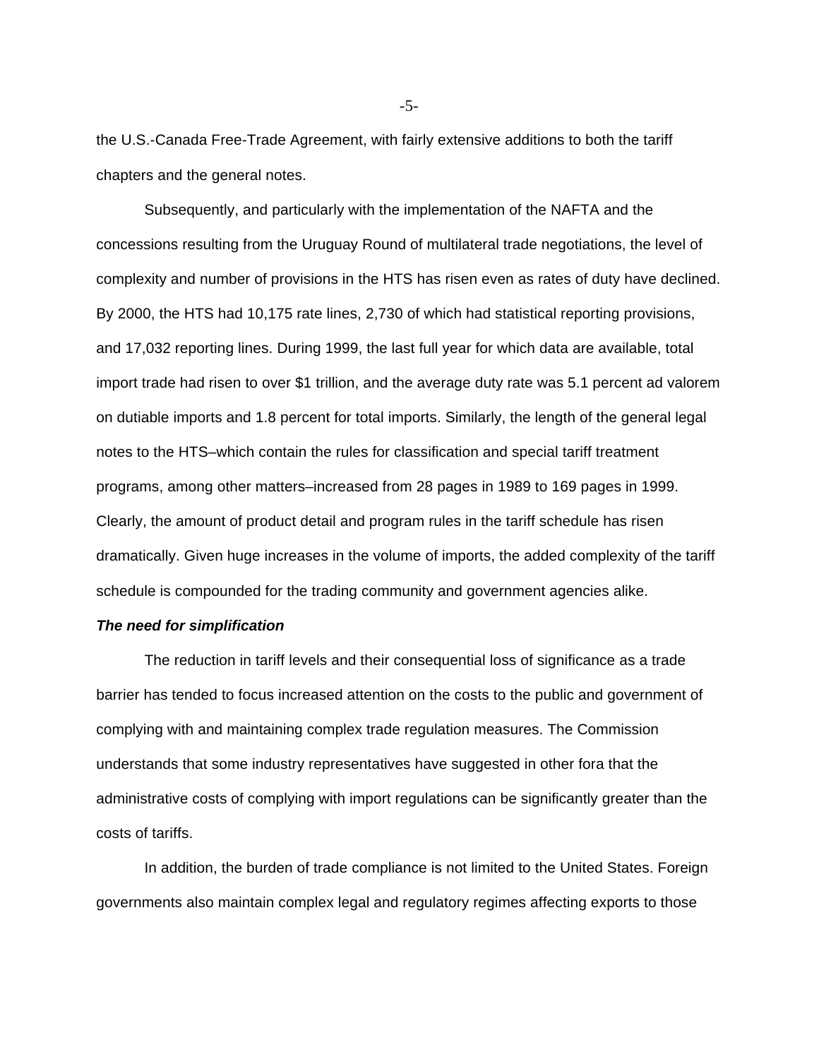the U.S.-Canada Free-Trade Agreement, with fairly extensive additions to both the tariff chapters and the general notes.

Subsequently, and particularly with the implementation of the NAFTA and the concessions resulting from the Uruguay Round of multilateral trade negotiations, the level of complexity and number of provisions in the HTS has risen even as rates of duty have declined. By 2000, the HTS had 10,175 rate lines, 2,730 of which had statistical reporting provisions, and 17,032 reporting lines. During 1999, the last full year for which data are available, total import trade had risen to over $1 trillion, and the average duty rate was 5.1 percent ad valorem on dutiable imports and 1.8 percent for total imports. Similarly, the length of the general legal notes to the HTS–which contain the rules for classification and special tariff treatment programs, among other matters–increased from 28 pages in 1989 to 169 pages in 1999. Clearly, the amount of product detail and program rules in the tariff schedule has risen dramatically. Given huge increases in the volume of imports, the added complexity of the tariff schedule is compounded for the trading community and government agencies alike.

***The need for simplification***

The reduction in tariff levels and their consequential loss of significance as a trade barrier has tended to focus increased attention on the costs to the public and government of complying with and maintaining complex trade regulation measures. The Commission understands that some industry representatives have suggested in other fora that the administrative costs of complying with import regulations can be significantly greater than the costs of tariffs.

In addition, the burden of trade compliance is not limited to the United States. Foreign governments also maintain complex legal and regulatory regimes affecting exports to those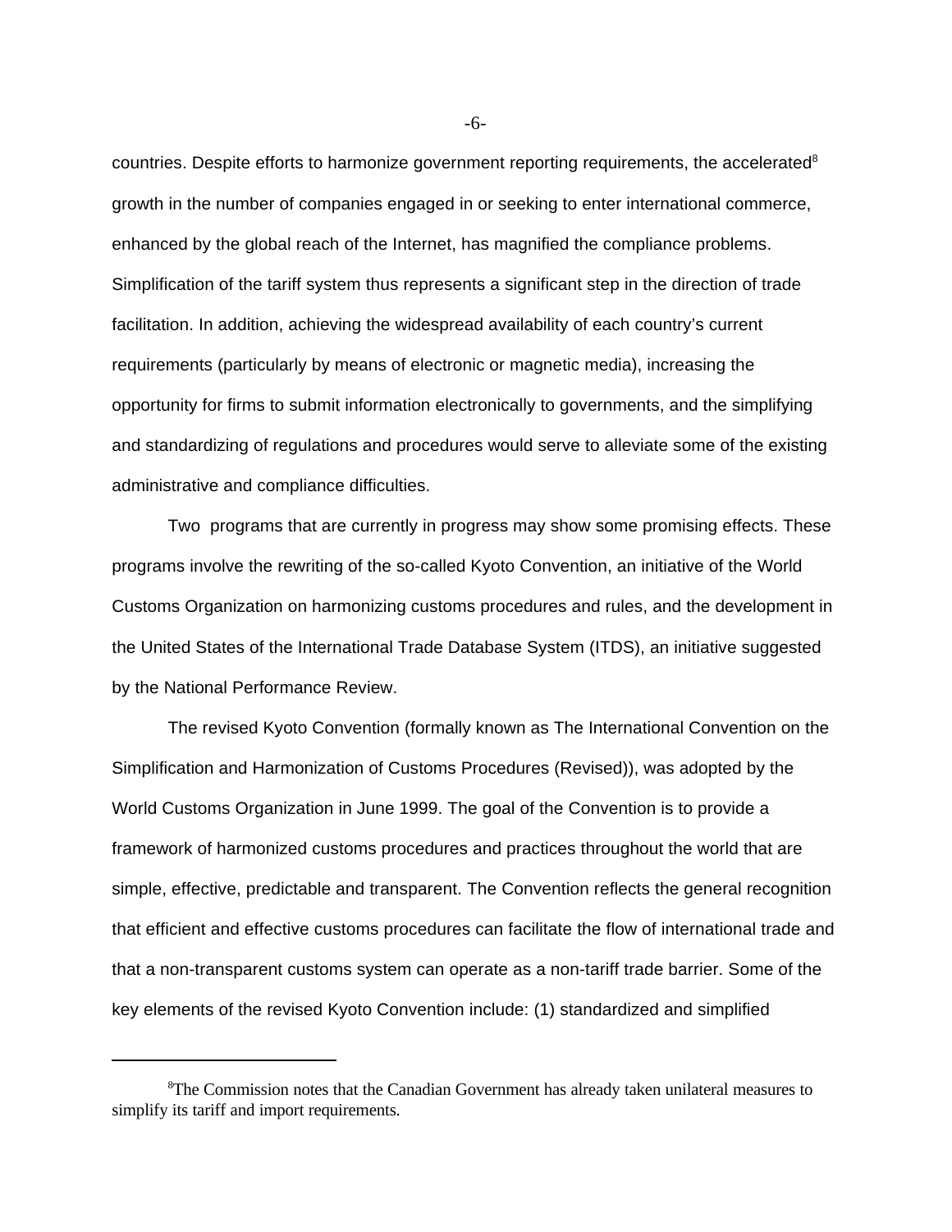countries. Despite efforts to harmonize government reporting requirements, the accelerated[8] growth in the number of companies engaged in or seeking to enter international commerce, enhanced by the global reach of the Internet, has magnified the compliance problems. Simplification of the tariff system thus represents a significant step in the direction of trade facilitation. In addition, achieving the widespread availability of each country's current requirements (particularly by means of electronic or magnetic media), increasing the opportunity for firms to submit information electronically to governments, and the simplifying and standardizing of regulations and procedures would serve to alleviate some of the existing administrative and compliance difficulties.

Two programs that are currently in progress may show some promising effects. These programs involve the rewriting of the so-called Kyoto Convention, an initiative of the World Customs Organization on harmonizing customs procedures and rules, and the development in the United States of the International Trade Database System (ITDS), an initiative suggested by the National Performance Review.

The revised Kyoto Convention (formally known as The International Convention on the Simplification and Harmonization of Customs Procedures (Revised)), was adopted by the World Customs Organization in June 1999. The goal of the Convention is to provide a framework of harmonized customs procedures and practices throughout the world that are simple, effective, predictable and transparent. The Convention reflects the general recognition that efficient and effective customs procedures can facilitate the flow of international trade and that a non-transparent customs system can operate as a non-tariff trade barrier. Some of the key elements of the revised Kyoto Convention include: (1) standardized and simplified

---

[8] The Commission notes that the Canadian Government has already taken unilateral measures to simplify its tariff and import requirements.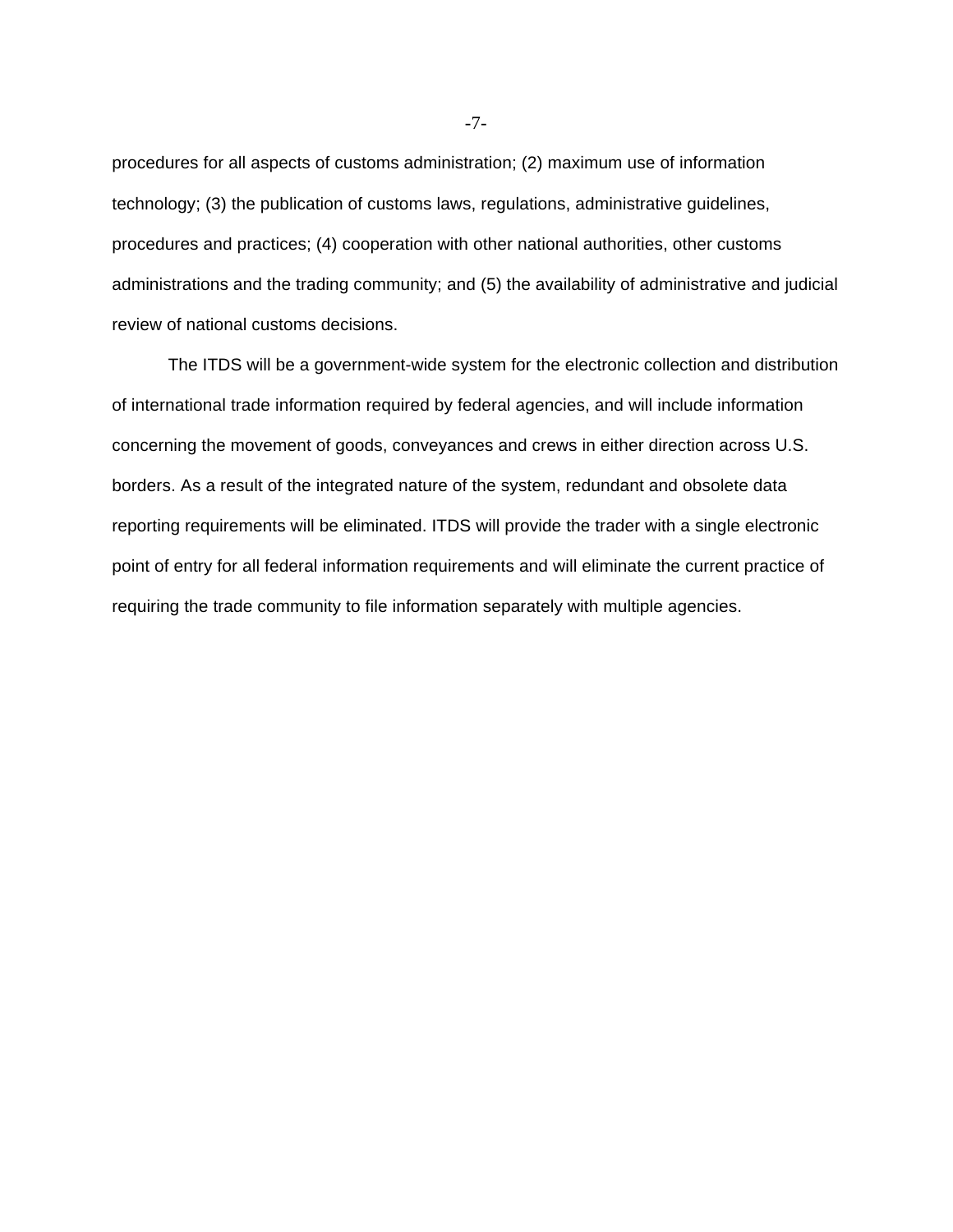procedures for all aspects of customs administration; (2) maximum use of information technology; (3) the publication of customs laws, regulations, administrative guidelines, procedures and practices; (4) cooperation with other national authorities, other customs administrations and the trading community; and (5) the availability of administrative and judicial review of national customs decisions.

The ITDS will be a government-wide system for the electronic collection and distribution of international trade information required by federal agencies, and will include information concerning the movement of goods, conveyances and crews in either direction across U.S. borders. As a result of the integrated nature of the system, redundant and obsolete data reporting requirements will be eliminated. ITDS will provide the trader with a single electronic point of entry for all federal information requirements and will eliminate the current practice of requiring the trade community to file information separately with multiple agencies.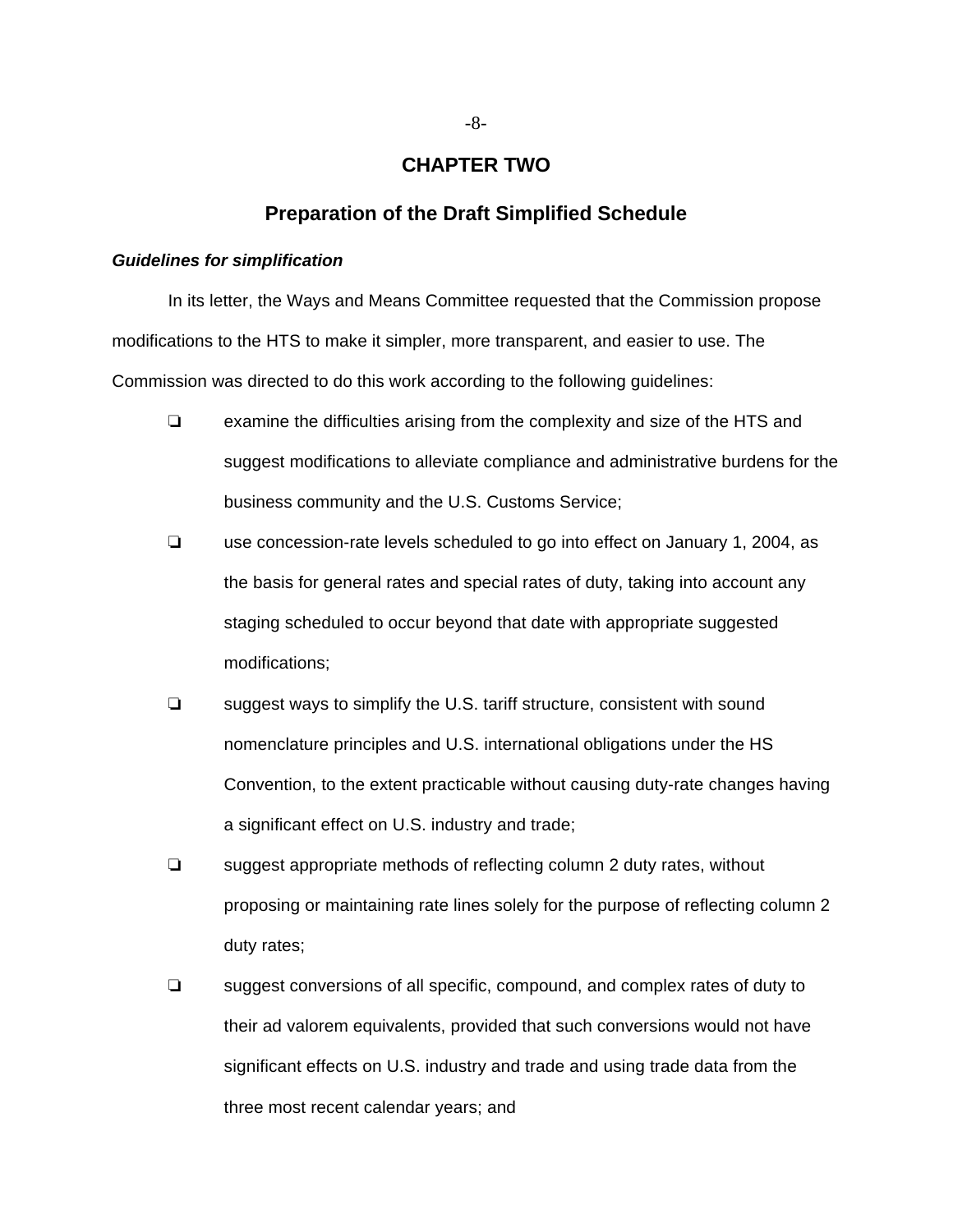# CHAPTER TWO

## Preparation of the Draft Simplified Schedule

***Guidelines for simplification***

In its letter, the Ways and Means Committee requested that the Commission propose modifications to the HTS to make it simpler, more transparent, and easier to use. The Commission was directed to do this work according to the following guidelines:

- examine the difficulties arising from the complexity and size of the HTS and suggest modifications to alleviate compliance and administrative burdens for the business community and the U.S. Customs Service;
- use concession-rate levels scheduled to go into effect on January 1, 2004, as the basis for general rates and special rates of duty, taking into account any staging scheduled to occur beyond that date with appropriate suggested modifications;
- suggest ways to simplify the U.S. tariff structure, consistent with sound nomenclature principles and U.S. international obligations under the HS Convention, to the extent practicable without causing duty-rate changes having a significant effect on U.S. industry and trade;
- suggest appropriate methods of reflecting column 2 duty rates, without proposing or maintaining rate lines solely for the purpose of reflecting column 2 duty rates;
- suggest conversions of all specific, compound, and complex rates of duty to their ad valorem equivalents, provided that such conversions would not have significant effects on U.S. industry and trade and using trade data from the three most recent calendar years; and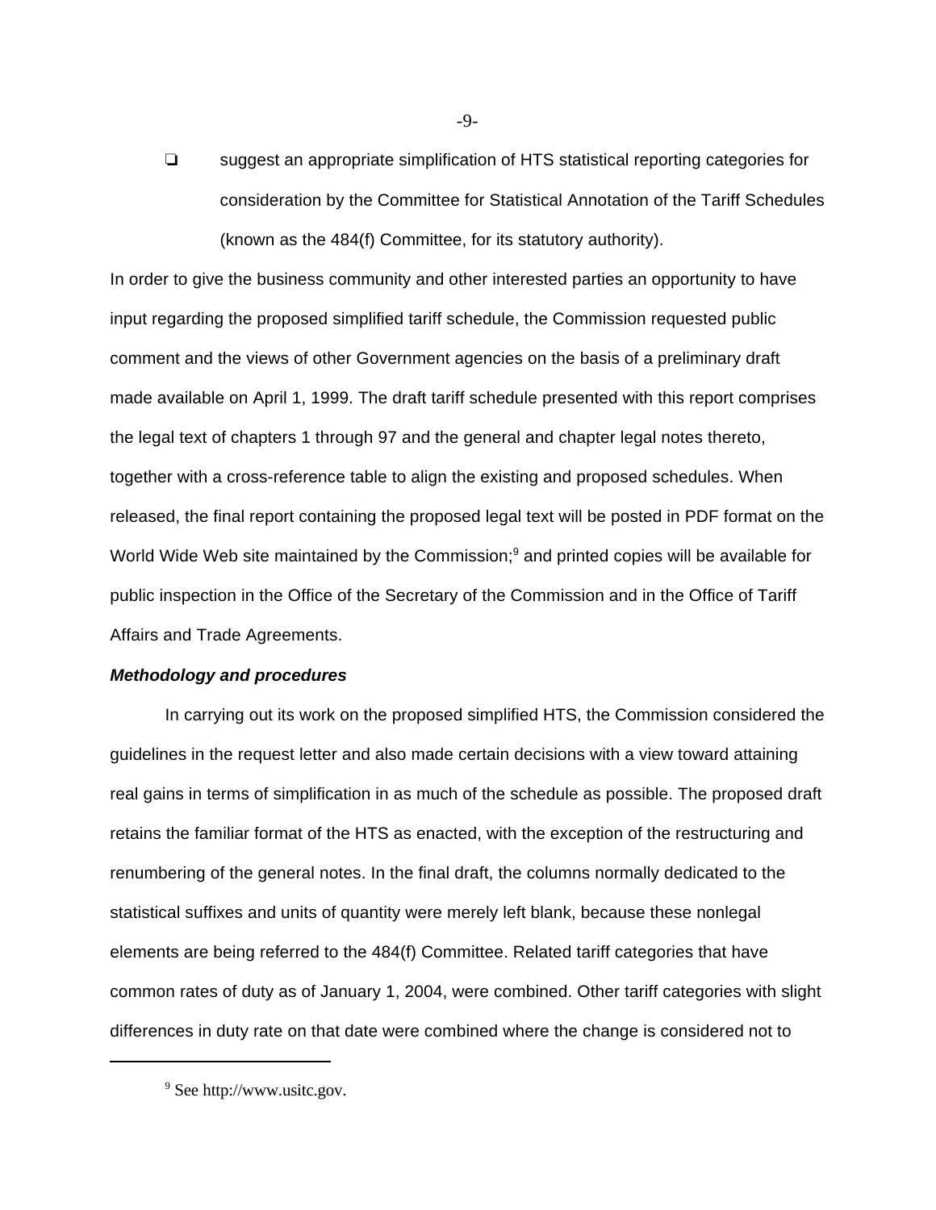- suggest an appropriate simplification of HTS statistical reporting categories for consideration by the Committee for Statistical Annotation of the Tariff Schedules (known as the 484(f) Committee, for its statutory authority).

In order to give the business community and other interested parties an opportunity to have input regarding the proposed simplified tariff schedule, the Commission requested public comment and the views of other Government agencies on the basis of a preliminary draft made available on April 1, 1999. The draft tariff schedule presented with this report comprises the legal text of chapters 1 through 97 and the general and chapter legal notes thereto, together with a cross-reference table to align the existing and proposed schedules. When released, the final report containing the proposed legal text will be posted in PDF format on the World Wide Web site maintained by the Commission;[9] and printed copies will be available for public inspection in the Office of the Secretary of the Commission and in the Office of Tariff Affairs and Trade Agreements.

***Methodology and procedures***

In carrying out its work on the proposed simplified HTS, the Commission considered the guidelines in the request letter and also made certain decisions with a view toward attaining real gains in terms of simplification in as much of the schedule as possible. The proposed draft retains the familiar format of the HTS as enacted, with the exception of the restructuring and renumbering of the general notes. In the final draft, the columns normally dedicated to the statistical suffixes and units of quantity were merely left blank, because these nonlegal elements are being referred to the 484(f) Committee. Related tariff categories that have common rates of duty as of January 1, 2004, were combined. Other tariff categories with slight differences in duty rate on that date were combined where the change is considered not to

[9] See http://www.usitc.gov.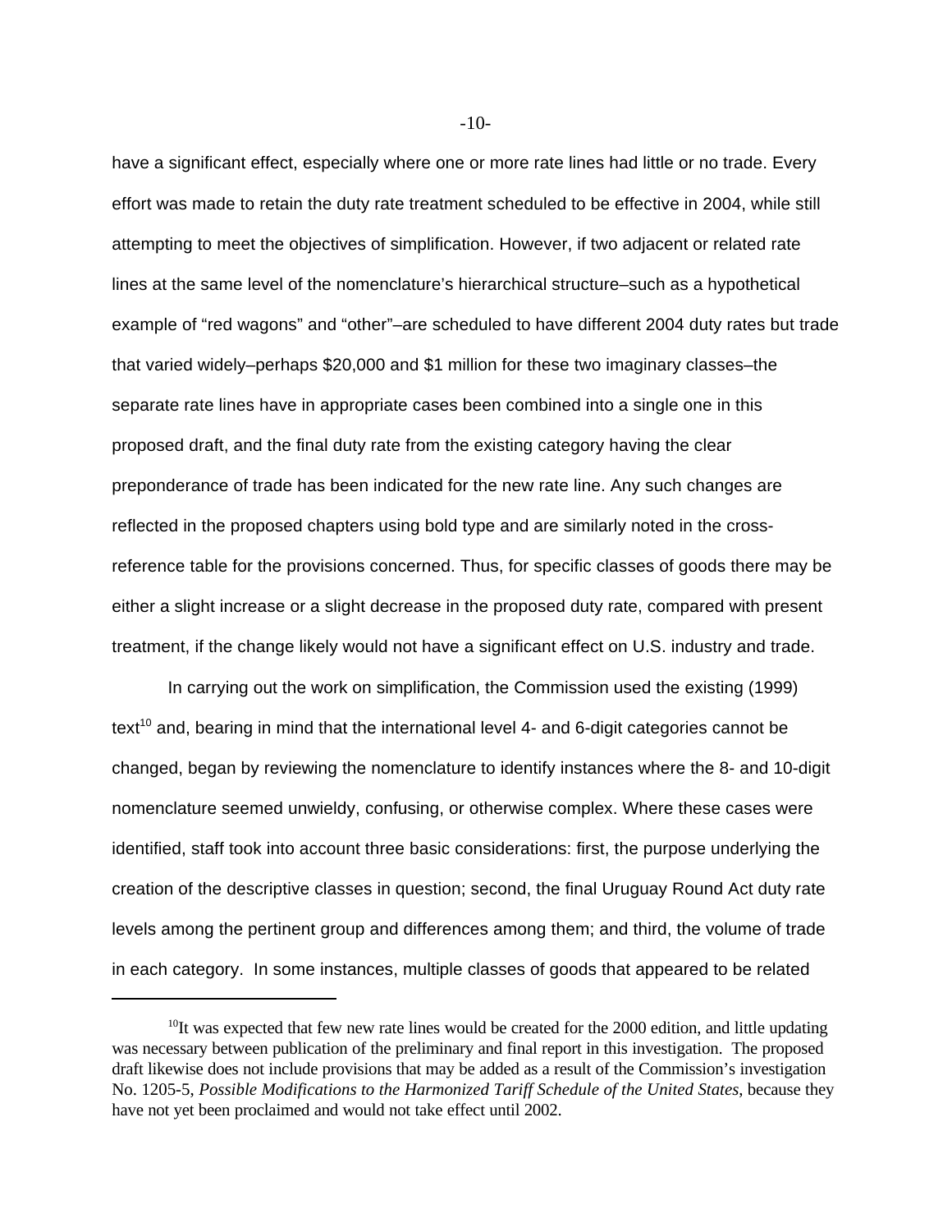have a significant effect, especially where one or more rate lines had little or no trade. Every effort was made to retain the duty rate treatment scheduled to be effective in 2004, while still attempting to meet the objectives of simplification. However, if two adjacent or related rate lines at the same level of the nomenclature's hierarchical structure–such as a hypothetical example of "red wagons" and "other"–are scheduled to have different 2004 duty rates but trade that varied widely–perhaps $20,000 and $1 million for these two imaginary classes–the separate rate lines have in appropriate cases been combined into a single one in this proposed draft, and the final duty rate from the existing category having the clear preponderance of trade has been indicated for the new rate line. Any such changes are reflected in the proposed chapters using bold type and are similarly noted in the cross-reference table for the provisions concerned. Thus, for specific classes of goods there may be either a slight increase or a slight decrease in the proposed duty rate, compared with present treatment, if the change likely would not have a significant effect on U.S. industry and trade.

In carrying out the work on simplification, the Commission used the existing (1999) text[10] and, bearing in mind that the international level 4- and 6-digit categories cannot be changed, began by reviewing the nomenclature to identify instances where the 8- and 10-digit nomenclature seemed unwieldy, confusing, or otherwise complex. Where these cases were identified, staff took into account three basic considerations: first, the purpose underlying the creation of the descriptive classes in question; second, the final Uruguay Round Act duty rate levels among the pertinent group and differences among them; and third, the volume of trade in each category. In some instances, multiple classes of goods that appeared to be related

---

[10] It was expected that few new rate lines would be created for the 2000 edition, and little updating was necessary between publication of the preliminary and final report in this investigation. The proposed draft likewise does not include provisions that may be added as a result of the Commission's investigation No. 1205-5, *Possible Modifications to the Harmonized Tariff Schedule of the United States*, because they have not yet been proclaimed and would not take effect until 2002.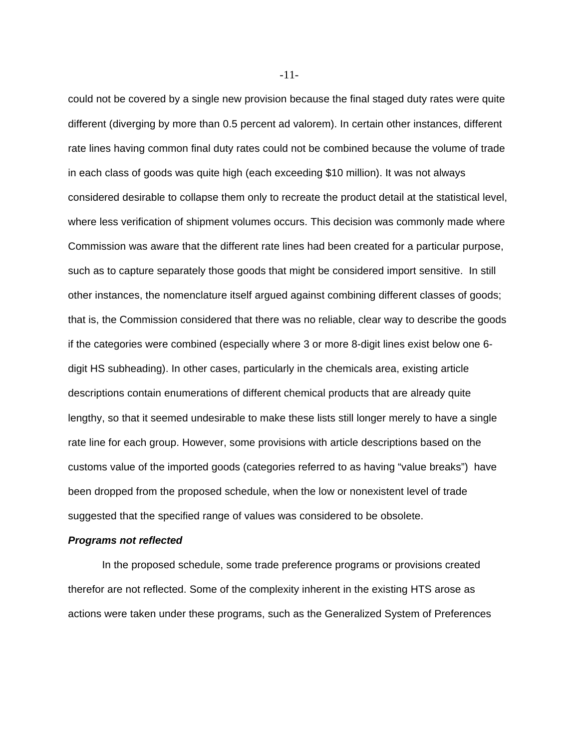could not be covered by a single new provision because the final staged duty rates were quite different (diverging by more than 0.5 percent ad valorem). In certain other instances, different rate lines having common final duty rates could not be combined because the volume of trade in each class of goods was quite high (each exceeding $10 million). It was not always considered desirable to collapse them only to recreate the product detail at the statistical level, where less verification of shipment volumes occurs. This decision was commonly made where Commission was aware that the different rate lines had been created for a particular purpose, such as to capture separately those goods that might be considered import sensitive. In still other instances, the nomenclature itself argued against combining different classes of goods; that is, the Commission considered that there was no reliable, clear way to describe the goods if the categories were combined (especially where 3 or more 8-digit lines exist below one 6-digit HS subheading). In other cases, particularly in the chemicals area, existing article descriptions contain enumerations of different chemical products that are already quite lengthy, so that it seemed undesirable to make these lists still longer merely to have a single rate line for each group. However, some provisions with article descriptions based on the customs value of the imported goods (categories referred to as having "value breaks") have been dropped from the proposed schedule, when the low or nonexistent level of trade suggested that the specified range of values was considered to be obsolete.

***Programs not reflected***

In the proposed schedule, some trade preference programs or provisions created therefor are not reflected. Some of the complexity inherent in the existing HTS arose as actions were taken under these programs, such as the Generalized System of Preferences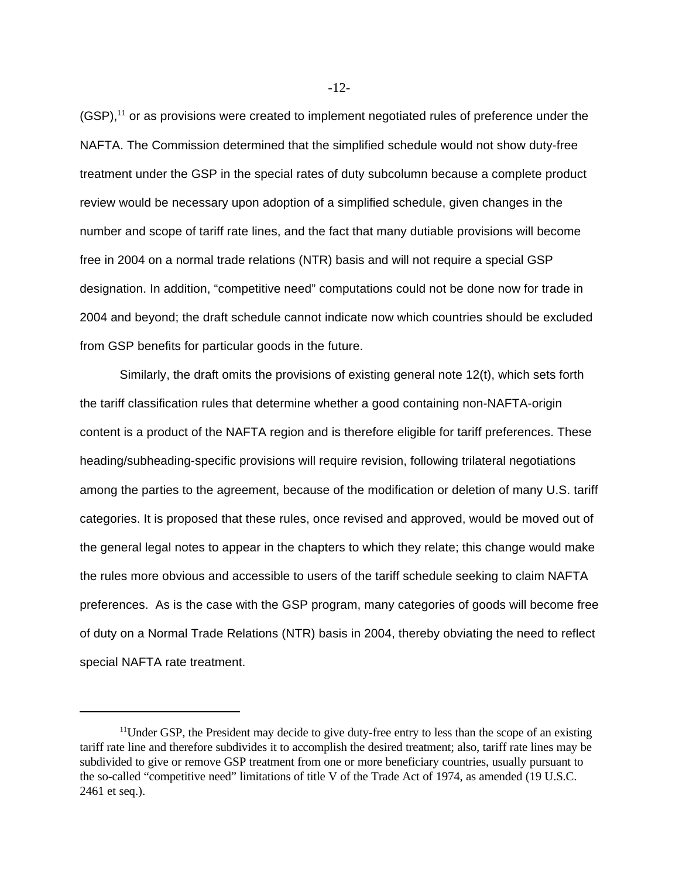(GSP),[11] or as provisions were created to implement negotiated rules of preference under the NAFTA. The Commission determined that the simplified schedule would not show duty-free treatment under the GSP in the special rates of duty subcolumn because a complete product review would be necessary upon adoption of a simplified schedule, given changes in the number and scope of tariff rate lines, and the fact that many dutiable provisions will become free in 2004 on a normal trade relations (NTR) basis and will not require a special GSP designation. In addition, "competitive need" computations could not be done now for trade in 2004 and beyond; the draft schedule cannot indicate now which countries should be excluded from GSP benefits for particular goods in the future.

Similarly, the draft omits the provisions of existing general note 12(t), which sets forth the tariff classification rules that determine whether a good containing non-NAFTA-origin content is a product of the NAFTA region and is therefore eligible for tariff preferences. These heading/subheading-specific provisions will require revision, following trilateral negotiations among the parties to the agreement, because of the modification or deletion of many U.S. tariff categories. It is proposed that these rules, once revised and approved, would be moved out of the general legal notes to appear in the chapters to which they relate; this change would make the rules more obvious and accessible to users of the tariff schedule seeking to claim NAFTA preferences. As is the case with the GSP program, many categories of goods will become free of duty on a Normal Trade Relations (NTR) basis in 2004, thereby obviating the need to reflect special NAFTA rate treatment.

---

[11] Under GSP, the President may decide to give duty-free entry to less than the scope of an existing tariff rate line and therefore subdivides it to accomplish the desired treatment; also, tariff rate lines may be subdivided to give or remove GSP treatment from one or more beneficiary countries, usually pursuant to the so-called "competitive need" limitations of title V of the Trade Act of 1974, as amended (19 U.S.C. 2461 et seq.).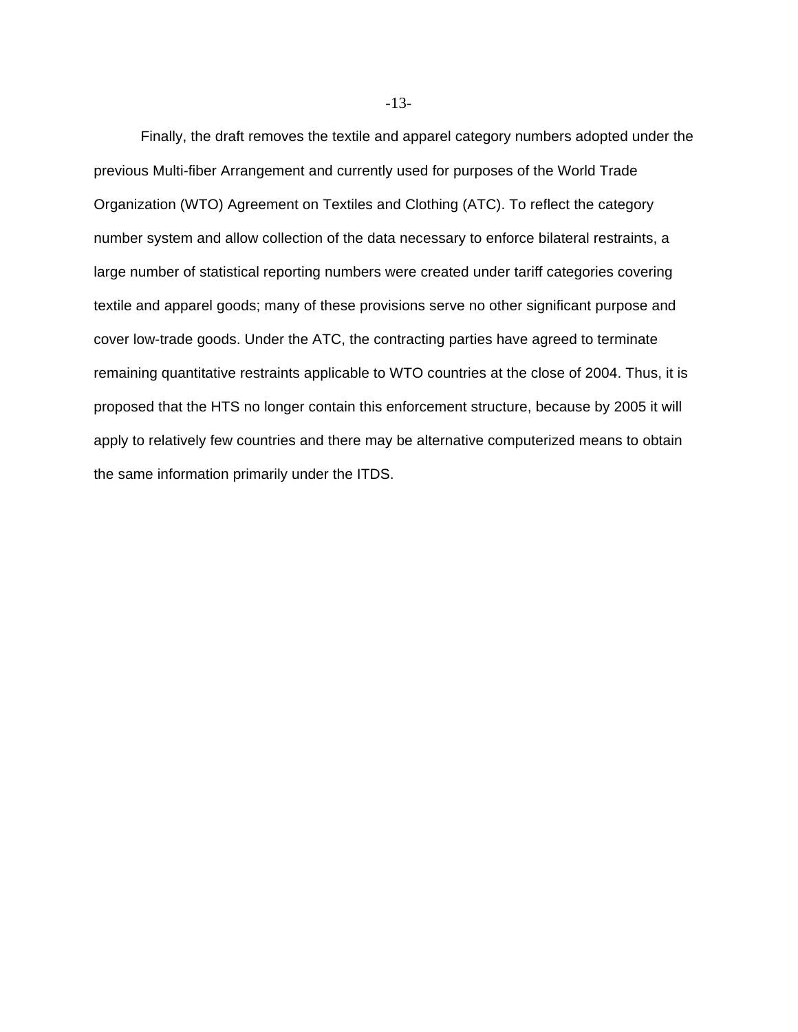Finally, the draft removes the textile and apparel category numbers adopted under the previous Multi-fiber Arrangement and currently used for purposes of the World Trade Organization (WTO) Agreement on Textiles and Clothing (ATC). To reflect the category number system and allow collection of the data necessary to enforce bilateral restraints, a large number of statistical reporting numbers were created under tariff categories covering textile and apparel goods; many of these provisions serve no other significant purpose and cover low-trade goods. Under the ATC, the contracting parties have agreed to terminate remaining quantitative restraints applicable to WTO countries at the close of 2004. Thus, it is proposed that the HTS no longer contain this enforcement structure, because by 2005 it will apply to relatively few countries and there may be alternative computerized means to obtain the same information primarily under the ITDS.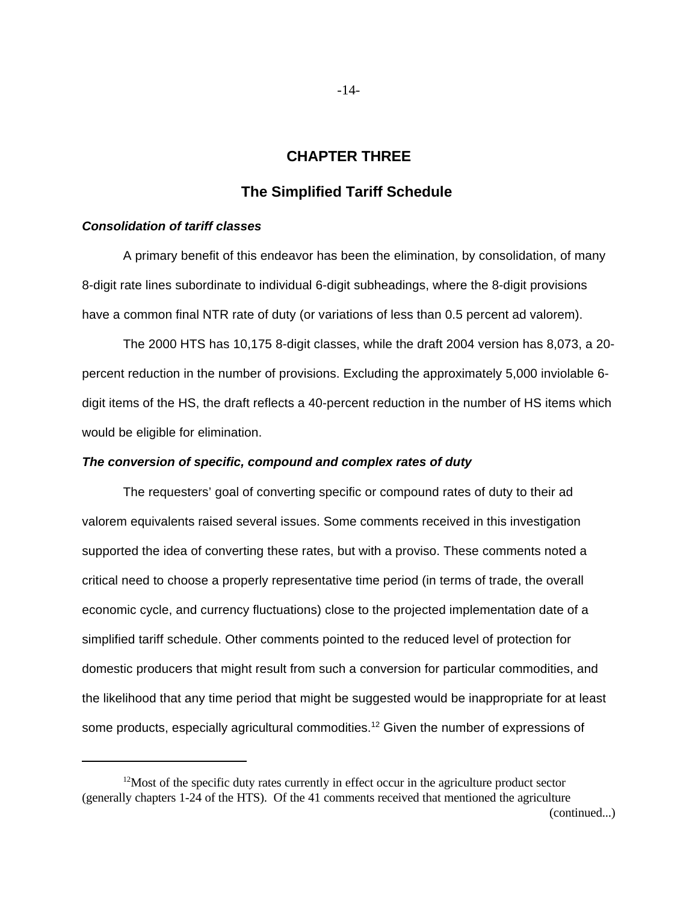# CHAPTER THREE

## The Simplified Tariff Schedule

***Consolidation of tariff classes***

A primary benefit of this endeavor has been the elimination, by consolidation, of many 8-digit rate lines subordinate to individual 6-digit subheadings, where the 8-digit provisions have a common final NTR rate of duty (or variations of less than 0.5 percent ad valorem).

The 2000 HTS has 10,175 8-digit classes, while the draft 2004 version has 8,073, a 20-percent reduction in the number of provisions. Excluding the approximately 5,000 inviolable 6-digit items of the HS, the draft reflects a 40-percent reduction in the number of HS items which would be eligible for elimination.

***The conversion of specific, compound and complex rates of duty***

The requesters' goal of converting specific or compound rates of duty to their ad valorem equivalents raised several issues. Some comments received in this investigation supported the idea of converting these rates, but with a proviso. These comments noted a critical need to choose a properly representative time period (in terms of trade, the overall economic cycle, and currency fluctuations) close to the projected implementation date of a simplified tariff schedule. Other comments pointed to the reduced level of protection for domestic producers that might result from such a conversion for particular commodities, and the likelihood that any time period that might be suggested would be inappropriate for at least some products, especially agricultural commodities.[12] Given the number of expressions of

---

[12]Most of the specific duty rates currently in effect occur in the agriculture product sector (generally chapters 1-24 of the HTS). Of the 41 comments received that mentioned the agriculture (continued...)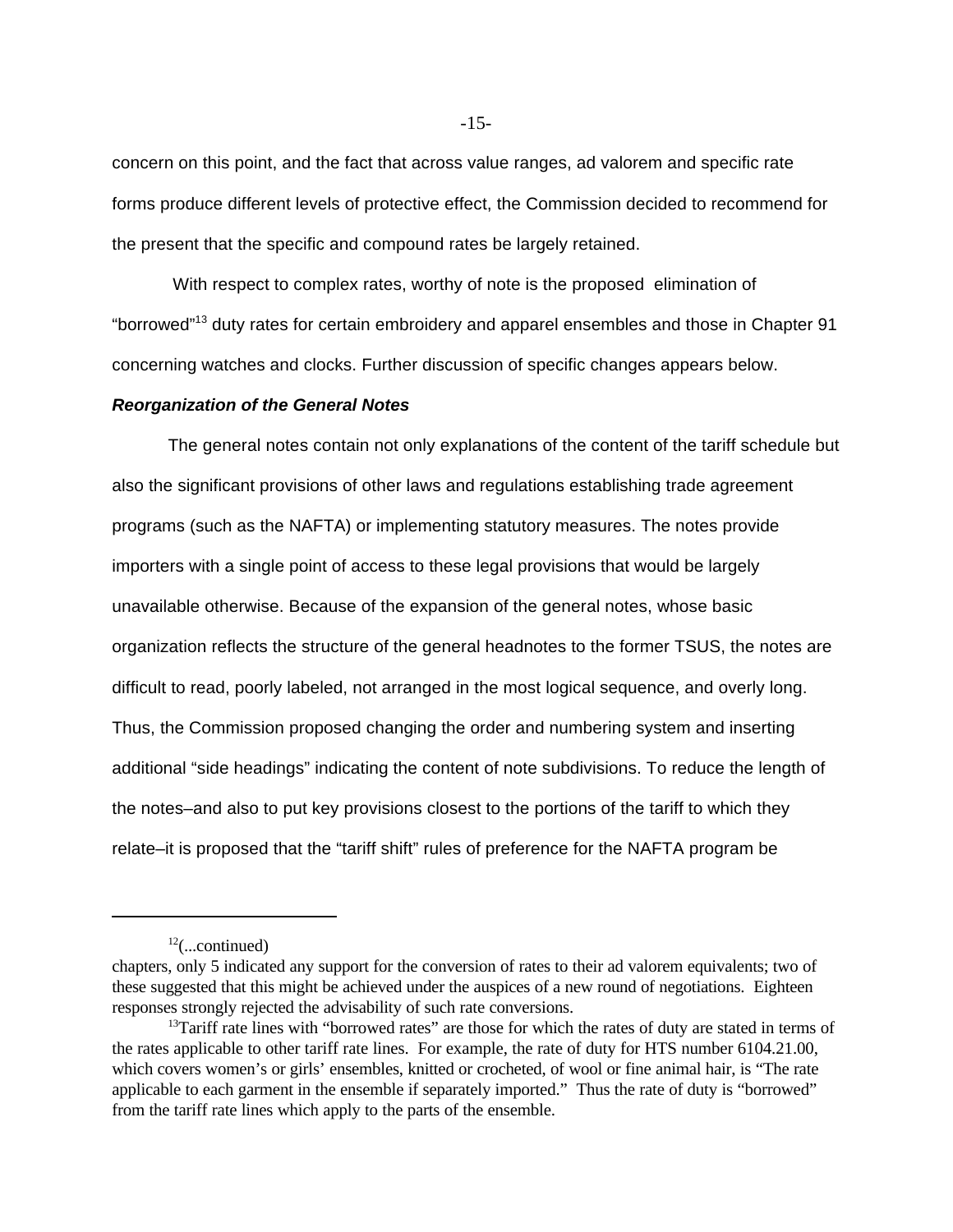concern on this point, and the fact that across value ranges, ad valorem and specific rate forms produce different levels of protective effect, the Commission decided to recommend for the present that the specific and compound rates be largely retained.

With respect to complex rates, worthy of note is the proposed elimination of "borrowed"[13] duty rates for certain embroidery and apparel ensembles and those in Chapter 91 concerning watches and clocks. Further discussion of specific changes appears below.

***Reorganization of the General Notes***

The general notes contain not only explanations of the content of the tariff schedule but also the significant provisions of other laws and regulations establishing trade agreement programs (such as the NAFTA) or implementing statutory measures. The notes provide importers with a single point of access to these legal provisions that would be largely unavailable otherwise. Because of the expansion of the general notes, whose basic organization reflects the structure of the general headnotes to the former TSUS, the notes are difficult to read, poorly labeled, not arranged in the most logical sequence, and overly long. Thus, the Commission proposed changing the order and numbering system and inserting additional "side headings" indicating the content of note subdivisions. To reduce the length of the notes–and also to put key provisions closest to the portions of the tariff to which they relate–it is proposed that the "tariff shift" rules of preference for the NAFTA program be

---

[12](...continued)
chapters, only 5 indicated any support for the conversion of rates to their ad valorem equivalents; two of these suggested that this might be achieved under the auspices of a new round of negotiations. Eighteen responses strongly rejected the advisability of such rate conversions.

[13]Tariff rate lines with "borrowed rates" are those for which the rates of duty are stated in terms of the rates applicable to other tariff rate lines. For example, the rate of duty for HTS number 6104.21.00, which covers women's or girls' ensembles, knitted or crocheted, of wool or fine animal hair, is "The rate applicable to each garment in the ensemble if separately imported." Thus the rate of duty is "borrowed" from the tariff rate lines which apply to the parts of the ensemble.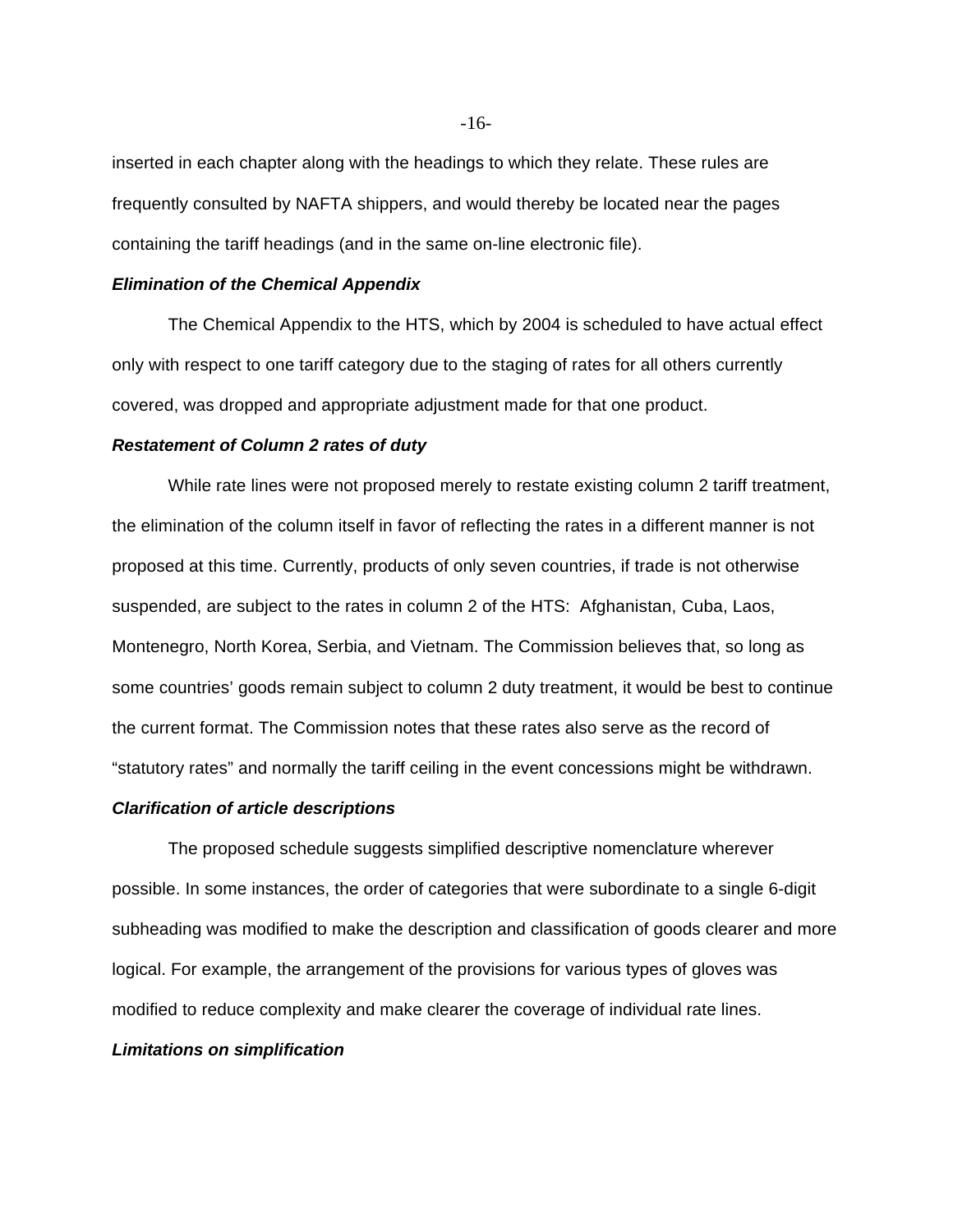inserted in each chapter along with the headings to which they relate. These rules are frequently consulted by NAFTA shippers, and would thereby be located near the pages containing the tariff headings (and in the same on-line electronic file).

***Elimination of the Chemical Appendix***

The Chemical Appendix to the HTS, which by 2004 is scheduled to have actual effect only with respect to one tariff category due to the staging of rates for all others currently covered, was dropped and appropriate adjustment made for that one product.

***Restatement of Column 2 rates of duty***

While rate lines were not proposed merely to restate existing column 2 tariff treatment, the elimination of the column itself in favor of reflecting the rates in a different manner is not proposed at this time. Currently, products of only seven countries, if trade is not otherwise suspended, are subject to the rates in column 2 of the HTS: Afghanistan, Cuba, Laos, Montenegro, North Korea, Serbia, and Vietnam. The Commission believes that, so long as some countries' goods remain subject to column 2 duty treatment, it would be best to continue the current format. The Commission notes that these rates also serve as the record of "statutory rates" and normally the tariff ceiling in the event concessions might be withdrawn.

***Clarification of article descriptions***

The proposed schedule suggests simplified descriptive nomenclature wherever possible. In some instances, the order of categories that were subordinate to a single 6-digit subheading was modified to make the description and classification of goods clearer and more logical. For example, the arrangement of the provisions for various types of gloves was modified to reduce complexity and make clearer the coverage of individual rate lines.

***Limitations on simplification***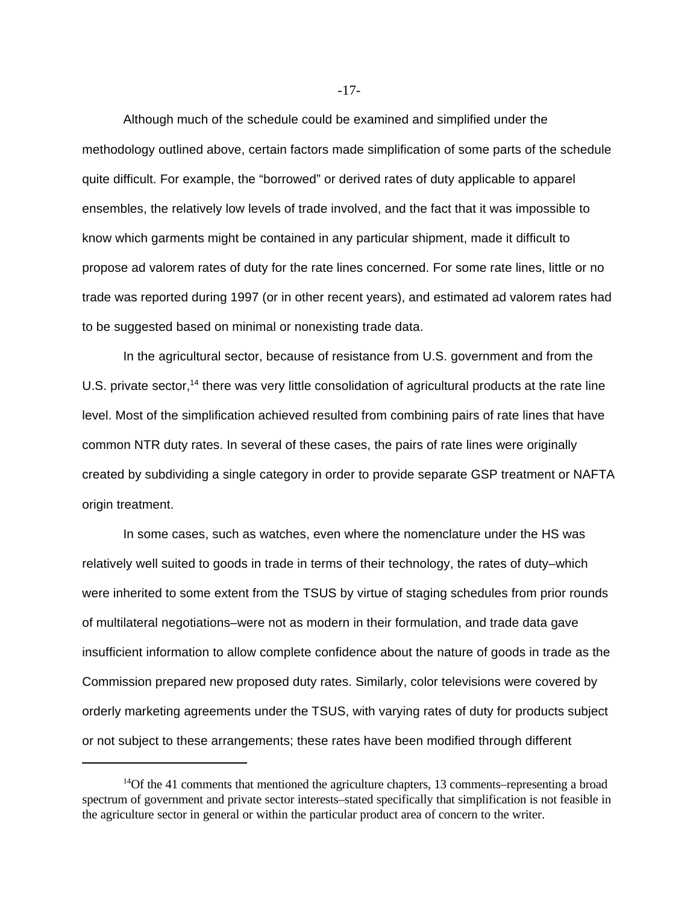Although much of the schedule could be examined and simplified under the methodology outlined above, certain factors made simplification of some parts of the schedule quite difficult. For example, the “borrowed” or derived rates of duty applicable to apparel ensembles, the relatively low levels of trade involved, and the fact that it was impossible to know which garments might be contained in any particular shipment, made it difficult to propose ad valorem rates of duty for the rate lines concerned. For some rate lines, little or no trade was reported during 1997 (or in other recent years), and estimated ad valorem rates had to be suggested based on minimal or nonexisting trade data.

In the agricultural sector, because of resistance from U.S. government and from the U.S. private sector,[14] there was very little consolidation of agricultural products at the rate line level. Most of the simplification achieved resulted from combining pairs of rate lines that have common NTR duty rates. In several of these cases, the pairs of rate lines were originally created by subdividing a single category in order to provide separate GSP treatment or NAFTA origin treatment.

In some cases, such as watches, even where the nomenclature under the HS was relatively well suited to goods in trade in terms of their technology, the rates of duty–which were inherited to some extent from the TSUS by virtue of staging schedules from prior rounds of multilateral negotiations–were not as modern in their formulation, and trade data gave insufficient information to allow complete confidence about the nature of goods in trade as the Commission prepared new proposed duty rates. Similarly, color televisions were covered by orderly marketing agreements under the TSUS, with varying rates of duty for products subject or not subject to these arrangements; these rates have been modified through different

[14]Of the 41 comments that mentioned the agriculture chapters, 13 comments–representing a broad spectrum of government and private sector interests–stated specifically that simplification is not feasible in the agriculture sector in general or within the particular product area of concern to the writer.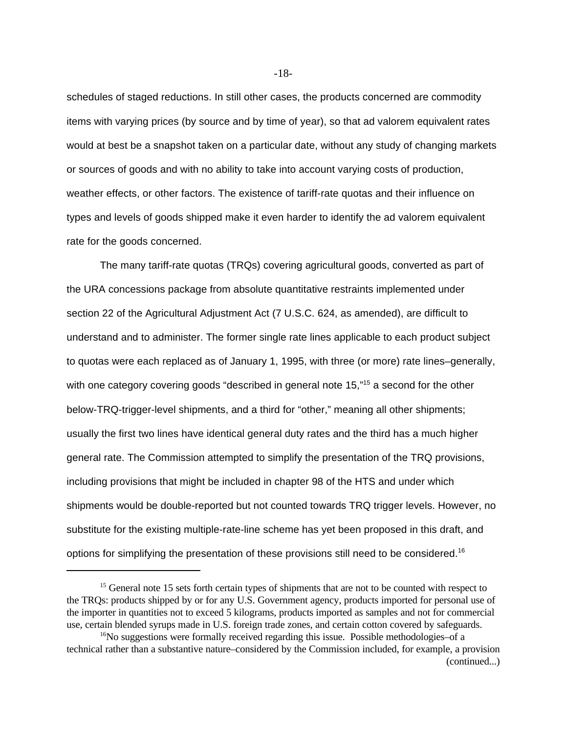schedules of staged reductions. In still other cases, the products concerned are commodity items with varying prices (by source and by time of year), so that ad valorem equivalent rates would at best be a snapshot taken on a particular date, without any study of changing markets or sources of goods and with no ability to take into account varying costs of production, weather effects, or other factors. The existence of tariff-rate quotas and their influence on types and levels of goods shipped make it even harder to identify the ad valorem equivalent rate for the goods concerned.

The many tariff-rate quotas (TRQs) covering agricultural goods, converted as part of the URA concessions package from absolute quantitative restraints implemented under section 22 of the Agricultural Adjustment Act (7 U.S.C. 624, as amended), are difficult to understand and to administer. The former single rate lines applicable to each product subject to quotas were each replaced as of January 1, 1995, with three (or more) rate lines–generally, with one category covering goods "described in general note 15,"[15] a second for the other below-TRQ-trigger-level shipments, and a third for "other," meaning all other shipments; usually the first two lines have identical general duty rates and the third has a much higher general rate. The Commission attempted to simplify the presentation of the TRQ provisions, including provisions that might be included in chapter 98 of the HTS and under which shipments would be double-reported but not counted towards TRQ trigger levels. However, no substitute for the existing multiple-rate-line scheme has yet been proposed in this draft, and options for simplifying the presentation of these provisions still need to be considered.[16]

---

[15] General note 15 sets forth certain types of shipments that are not to be counted with respect to the TRQs: products shipped by or for any U.S. Government agency, products imported for personal use of the importer in quantities not to exceed 5 kilograms, products imported as samples and not for commercial use, certain blended syrups made in U.S. foreign trade zones, and certain cotton covered by safeguards.

[16] No suggestions were formally received regarding this issue. Possible methodologies–of a technical rather than a substantive nature–considered by the Commission included, for example, a provision (continued...)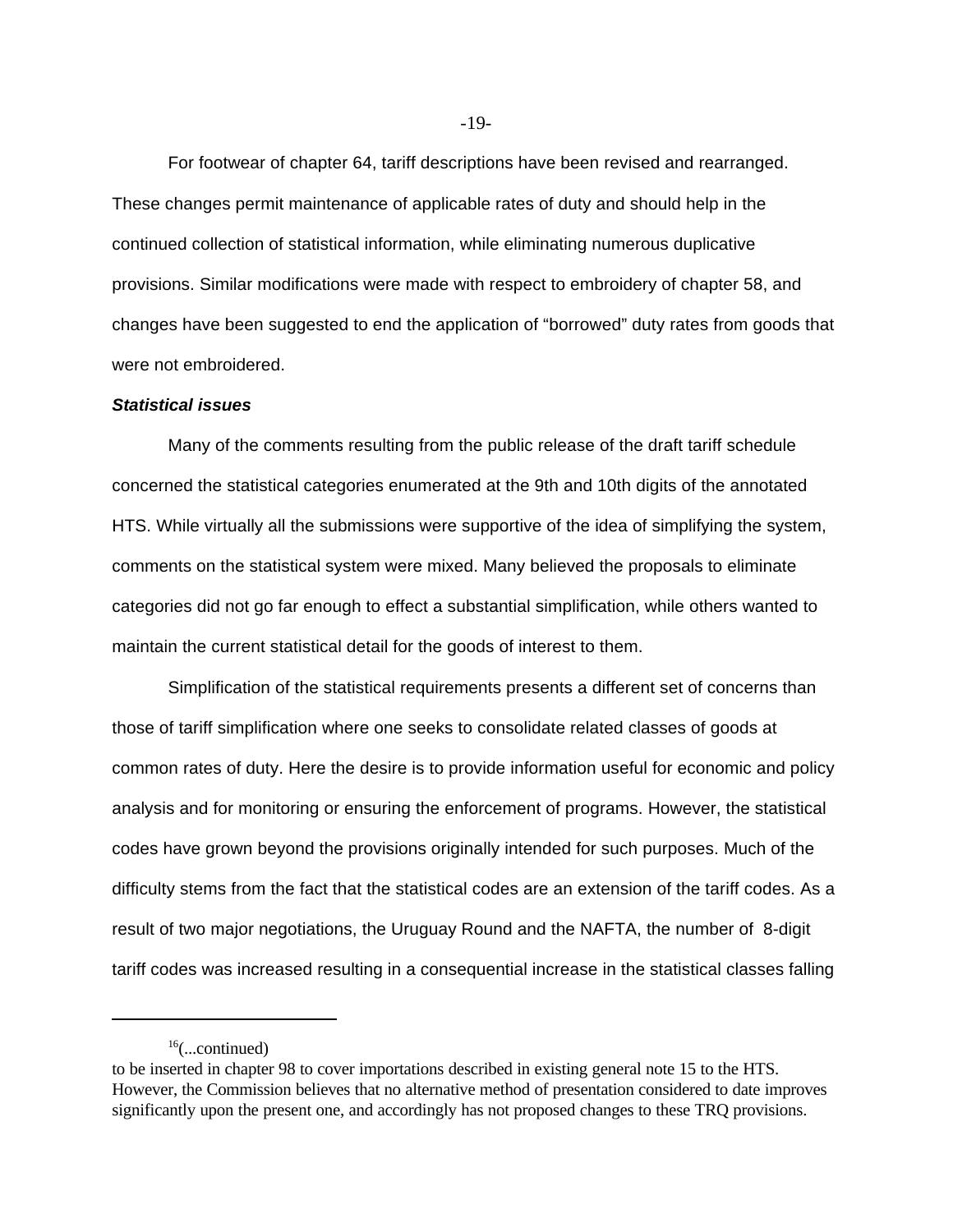For footwear of chapter 64, tariff descriptions have been revised and rearranged. These changes permit maintenance of applicable rates of duty and should help in the continued collection of statistical information, while eliminating numerous duplicative provisions. Similar modifications were made with respect to embroidery of chapter 58, and changes have been suggested to end the application of "borrowed" duty rates from goods that were not embroidered.

***Statistical issues***

Many of the comments resulting from the public release of the draft tariff schedule concerned the statistical categories enumerated at the 9th and 10th digits of the annotated HTS. While virtually all the submissions were supportive of the idea of simplifying the system, comments on the statistical system were mixed. Many believed the proposals to eliminate categories did not go far enough to effect a substantial simplification, while others wanted to maintain the current statistical detail for the goods of interest to them.

Simplification of the statistical requirements presents a different set of concerns than those of tariff simplification where one seeks to consolidate related classes of goods at common rates of duty. Here the desire is to provide information useful for economic and policy analysis and for monitoring or ensuring the enforcement of programs. However, the statistical codes have grown beyond the provisions originally intended for such purposes. Much of the difficulty stems from the fact that the statistical codes are an extension of the tariff codes. As a result of two major negotiations, the Uruguay Round and the NAFTA, the number of 8-digit tariff codes was increased resulting in a consequential increase in the statistical classes falling

---

[16](...continued)
to be inserted in chapter 98 to cover importations described in existing general note 15 to the HTS. However, the Commission believes that no alternative method of presentation considered to date improves significantly upon the present one, and accordingly has not proposed changes to these TRQ provisions.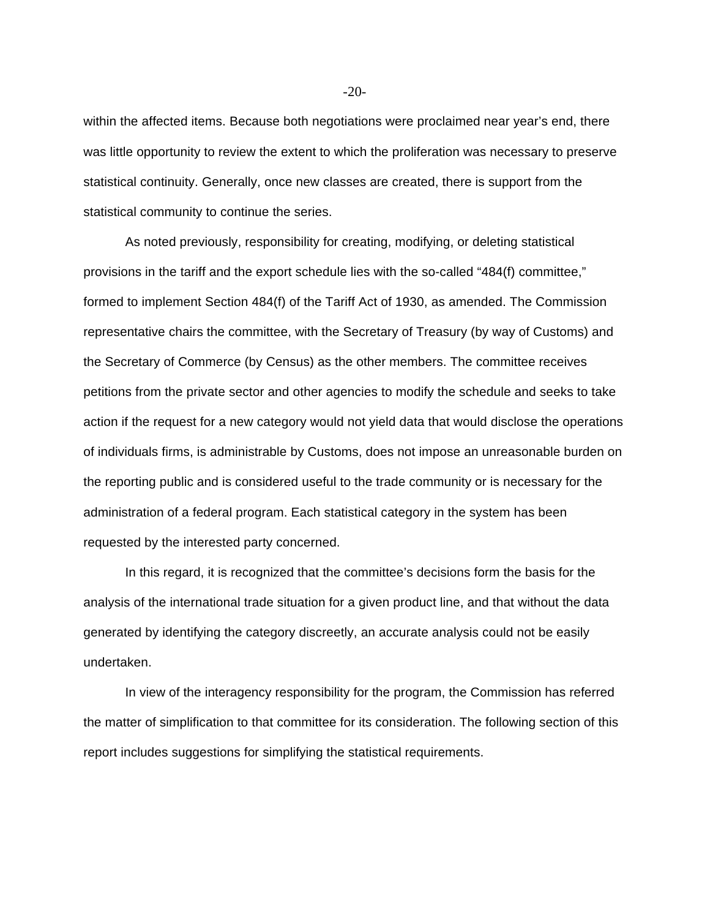within the affected items. Because both negotiations were proclaimed near year's end, there was little opportunity to review the extent to which the proliferation was necessary to preserve statistical continuity. Generally, once new classes are created, there is support from the statistical community to continue the series.

As noted previously, responsibility for creating, modifying, or deleting statistical provisions in the tariff and the export schedule lies with the so-called "484(f) committee," formed to implement Section 484(f) of the Tariff Act of 1930, as amended. The Commission representative chairs the committee, with the Secretary of Treasury (by way of Customs) and the Secretary of Commerce (by Census) as the other members. The committee receives petitions from the private sector and other agencies to modify the schedule and seeks to take action if the request for a new category would not yield data that would disclose the operations of individuals firms, is administrable by Customs, does not impose an unreasonable burden on the reporting public and is considered useful to the trade community or is necessary for the administration of a federal program. Each statistical category in the system has been requested by the interested party concerned.

In this regard, it is recognized that the committee's decisions form the basis for the analysis of the international trade situation for a given product line, and that without the data generated by identifying the category discreetly, an accurate analysis could not be easily undertaken.

In view of the interagency responsibility for the program, the Commission has referred the matter of simplification to that committee for its consideration. The following section of this report includes suggestions for simplifying the statistical requirements.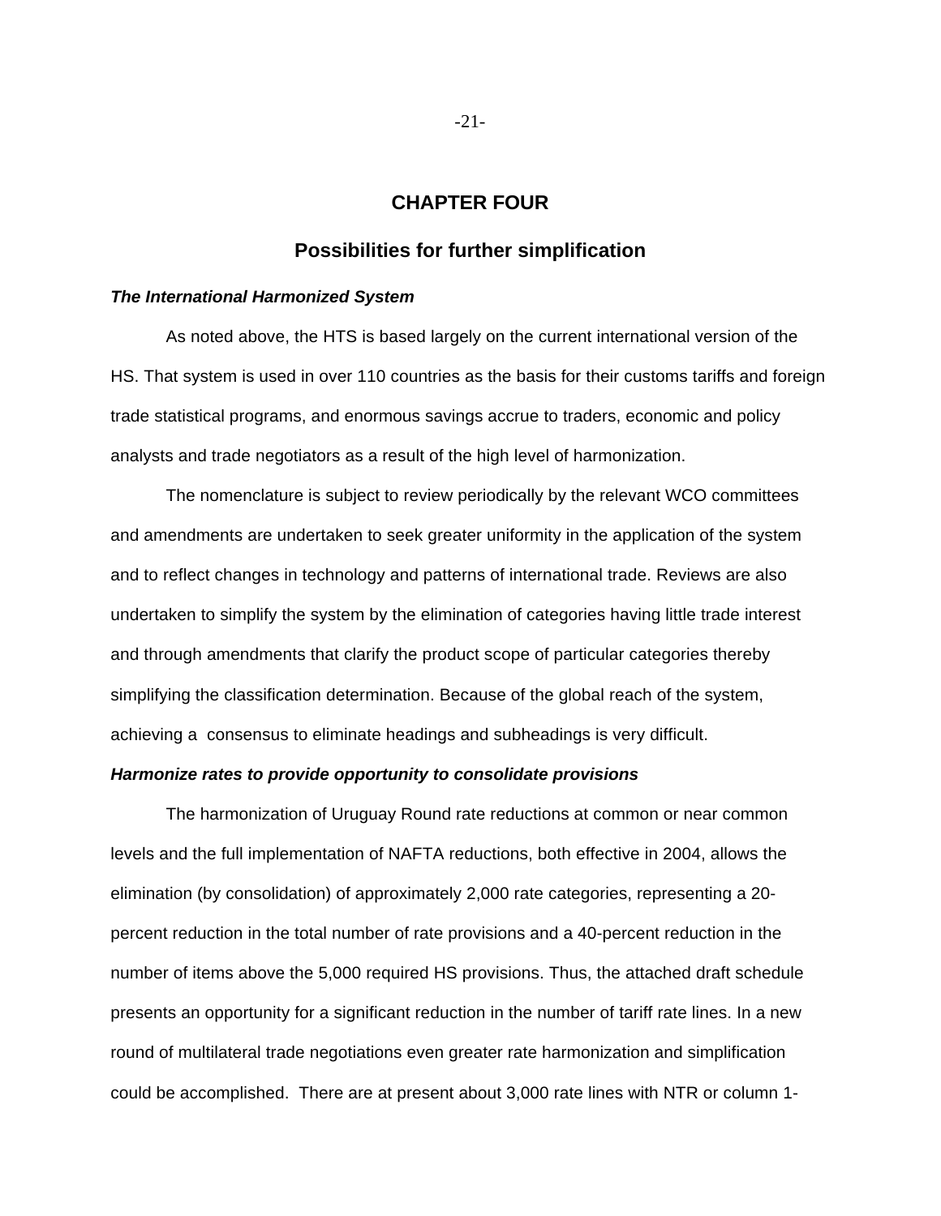# CHAPTER FOUR

## Possibilities for further simplification

***The International Harmonized System***

As noted above, the HTS is based largely on the current international version of the HS. That system is used in over 110 countries as the basis for their customs tariffs and foreign trade statistical programs, and enormous savings accrue to traders, economic and policy analysts and trade negotiators as a result of the high level of harmonization.

The nomenclature is subject to review periodically by the relevant WCO committees and amendments are undertaken to seek greater uniformity in the application of the system and to reflect changes in technology and patterns of international trade. Reviews are also undertaken to simplify the system by the elimination of categories having little trade interest and through amendments that clarify the product scope of particular categories thereby simplifying the classification determination. Because of the global reach of the system, achieving a consensus to eliminate headings and subheadings is very difficult.

***Harmonize rates to provide opportunity to consolidate provisions***

The harmonization of Uruguay Round rate reductions at common or near common levels and the full implementation of NAFTA reductions, both effective in 2004, allows the elimination (by consolidation) of approximately 2,000 rate categories, representing a 20-percent reduction in the total number of rate provisions and a 40-percent reduction in the number of items above the 5,000 required HS provisions. Thus, the attached draft schedule presents an opportunity for a significant reduction in the number of tariff rate lines. In a new round of multilateral trade negotiations even greater rate harmonization and simplification could be accomplished. There are at present about 3,000 rate lines with NTR or column 1-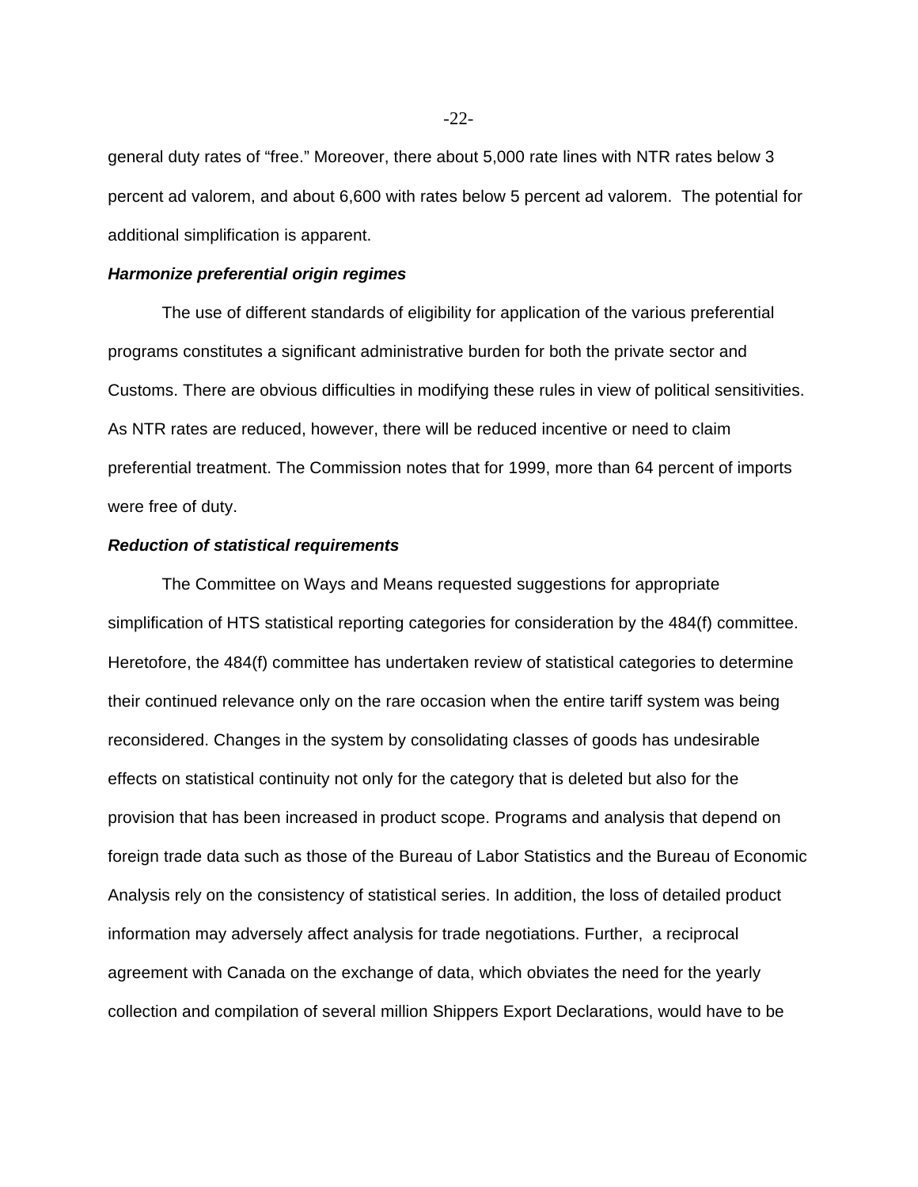general duty rates of "free." Moreover, there about 5,000 rate lines with NTR rates below 3 percent ad valorem, and about 6,600 with rates below 5 percent ad valorem. The potential for additional simplification is apparent.

***Harmonize preferential origin regimes***

The use of different standards of eligibility for application of the various preferential programs constitutes a significant administrative burden for both the private sector and Customs. There are obvious difficulties in modifying these rules in view of political sensitivities. As NTR rates are reduced, however, there will be reduced incentive or need to claim preferential treatment. The Commission notes that for 1999, more than 64 percent of imports were free of duty.

***Reduction of statistical requirements***

The Committee on Ways and Means requested suggestions for appropriate simplification of HTS statistical reporting categories for consideration by the 484(f) committee. Heretofore, the 484(f) committee has undertaken review of statistical categories to determine their continued relevance only on the rare occasion when the entire tariff system was being reconsidered. Changes in the system by consolidating classes of goods has undesirable effects on statistical continuity not only for the category that is deleted but also for the provision that has been increased in product scope. Programs and analysis that depend on foreign trade data such as those of the Bureau of Labor Statistics and the Bureau of Economic Analysis rely on the consistency of statistical series. In addition, the loss of detailed product information may adversely affect analysis for trade negotiations. Further, a reciprocal agreement with Canada on the exchange of data, which obviates the need for the yearly collection and compilation of several million Shippers Export Declarations, would have to be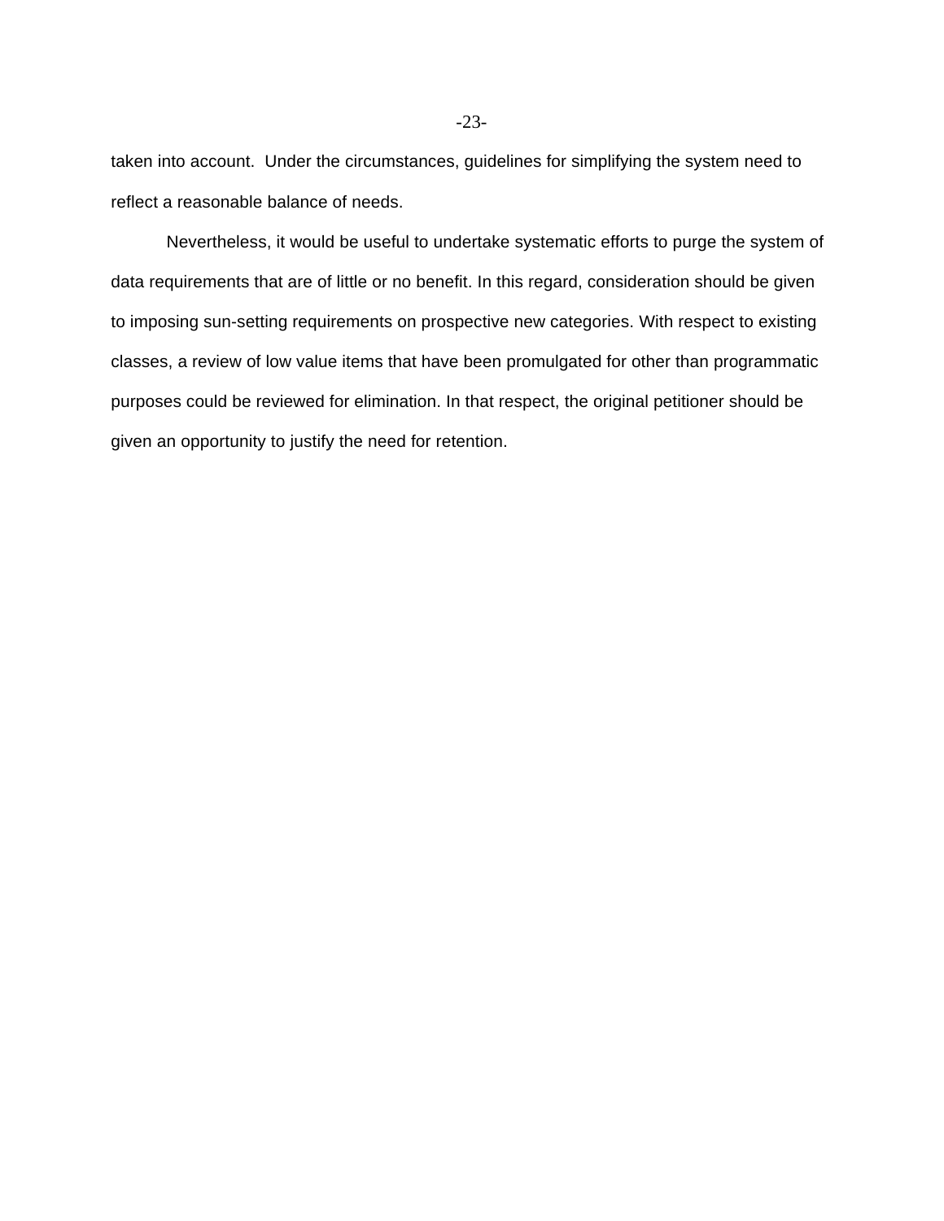taken into account. Under the circumstances, guidelines for simplifying the system need to reflect a reasonable balance of needs.

Nevertheless, it would be useful to undertake systematic efforts to purge the system of data requirements that are of little or no benefit. In this regard, consideration should be given to imposing sun-setting requirements on prospective new categories. With respect to existing classes, a review of low value items that have been promulgated for other than programmatic purposes could be reviewed for elimination. In that respect, the original petitioner should be given an opportunity to justify the need for retention.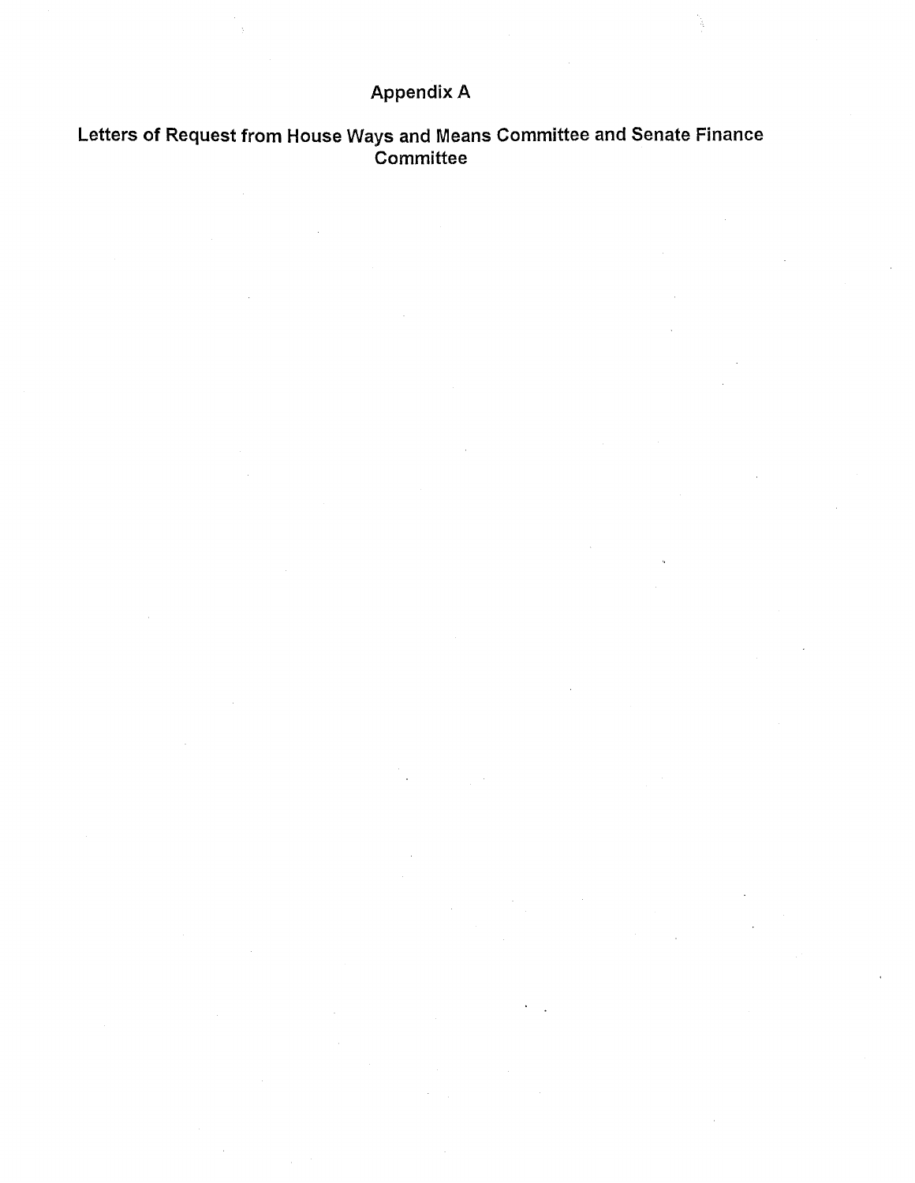# Appendix A

## Letters of Request from House Ways and Means Committee and Senate Finance Committee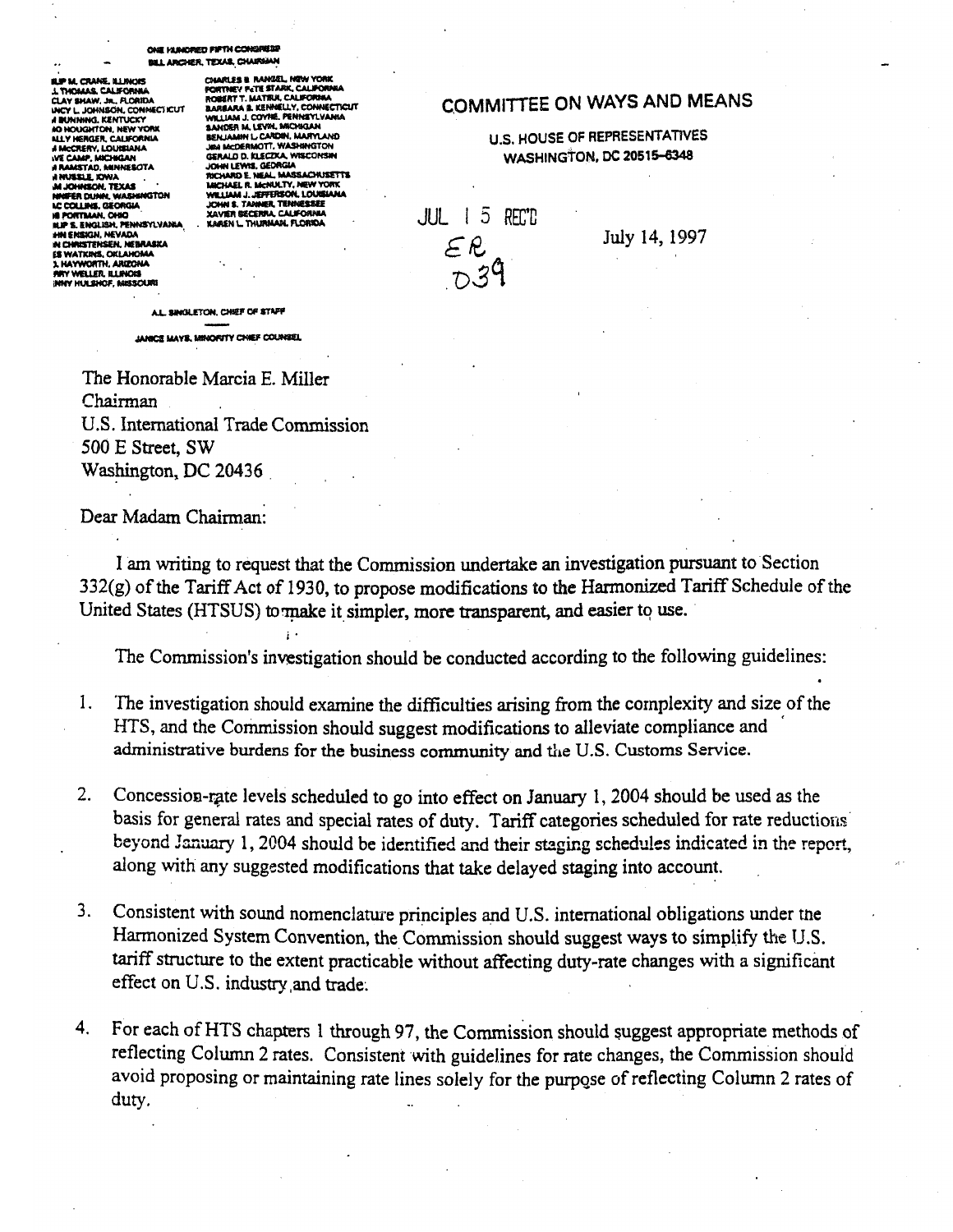ONE HUNDRED FIFTH CONGRESS
BILL ARCHER, TEXAS, CHAIRMAN

| | |
|---|---|
| PHILIP M. CRANE, ILLINOIS | CHARLES B. RANGEL, NEW YORK |
| BILL THOMAS, CALIFORNIA | FORTNEY PETE STARK, CALIFORNIA |
| E. CLAY SHAW, JR., FLORIDA | ROBERT T. MATSUI, CALIFORNIA |
| NANCY L. JOHNSON, CONNECTICUT | BARBARA B. KENNELLY, CONNECTICUT |
| JIM BUNNING, KENTUCKY | WILLIAM J. COYNE, PENNSYLVANIA |
| AMO HOUGHTON, NEW YORK | SANDER M. LEVIN, MICHIGAN |
| WALLY HERGER, CALIFORNIA | BENJAMIN L. CARDIN, MARYLAND |
| JIM McCRERY, LOUISIANA | JIM McDERMOTT, WASHINGTON |
| DAVE CAMP, MICHIGAN | GERALD D. KLECZKA, WISCONSIN |
| JIM RAMSTAD, MINNESOTA | JOHN LEWIS, GEORGIA |
| JIM NUSSLE, IOWA | RICHARD E. NEAL, MASSACHUSETTS |
| SAM JOHNSON, TEXAS | MICHAEL R. McNULTY, NEW YORK |
| JENNIFER DUNN, WASHINGTON | WILLIAM J. JEFFERSON, LOUISIANA |
| MAC COLLINS, GEORGIA | JOHN S. TANNER, TENNESSEE |
| ROB PORTMAN, OHIO | XAVIER BECERRA, CALIFORNIA |
| PHILIP S. ENGLISH, PENNSYLVANIA | KAREN L. THURMAN, FLORIDA |
| JOHN ENSIGN, NEVADA | |
| JON CHRISTENSEN, NEBRASKA | |
| WES WATKINS, OKLAHOMA | |
| J.D. HAYWORTH, ARIZONA | |
| JERRY WELLER, ILLINOIS | |
| KENNY HULSHOF, MISSOURI | |

A.L. SINGLETON, CHIEF OF STAFF

JANICE MAYS, MINORITY CHIEF COUNSEL

# COMMITTEE ON WAYS AND MEANS

U.S. HOUSE OF REPRESENTATIVES
WASHINGTON, DC 20515–6348

JUL 15 REC'D
ER
D39

July 14, 1997

The Honorable Marcia E. Miller
Chairman
U.S. International Trade Commission
500 E Street, SW
Washington, DC 20436

Dear Madam Chairman:

I am writing to request that the Commission undertake an investigation pursuant to Section 332(g) of the Tariff Act of 1930, to propose modifications to the Harmonized Tariff Schedule of the United States (HTSUS) to make it simpler, more transparent, and easier to use.

The Commission's investigation should be conducted according to the following guidelines:

1. The investigation should examine the difficulties arising from the complexity and size of the HTS, and the Commission should suggest modifications to alleviate compliance and administrative burdens for the business community and the U.S. Customs Service.

2. Concession-rate levels scheduled to go into effect on January 1, 2004 should be used as the basis for general rates and special rates of duty. Tariff categories scheduled for rate reductions beyond January 1, 2004 should be identified and their staging schedules indicated in the report, along with any suggested modifications that take delayed staging into account.

3. Consistent with sound nomenclature principles and U.S. international obligations under the Harmonized System Convention, the Commission should suggest ways to simplify the U.S. tariff structure to the extent practicable without affecting duty-rate changes with a significant effect on U.S. industry and trade.

4. For each of HTS chapters 1 through 97, the Commission should suggest appropriate methods of reflecting Column 2 rates. Consistent with guidelines for rate changes, the Commission should avoid proposing or maintaining rate lines solely for the purpose of reflecting Column 2 rates of duty.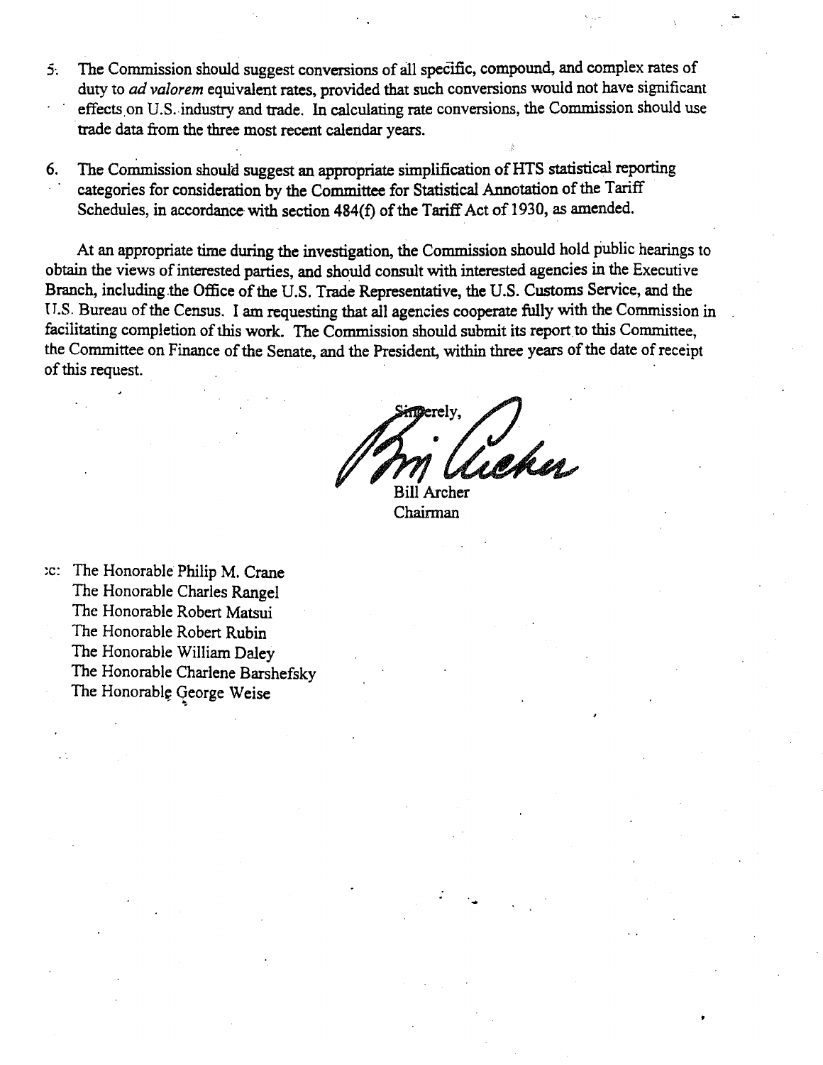5. The Commission should suggest conversions of all specific, compound, and complex rates of duty to *ad valorem* equivalent rates, provided that such conversions would not have significant effects on U.S. industry and trade. In calculating rate conversions, the Commission should use trade data from the three most recent calendar years.

6. The Commission should suggest an appropriate simplification of HTS statistical reporting categories for consideration by the Committee for Statistical Annotation of the Tariff Schedules, in accordance with section 484(f) of the Tariff Act of 1930, as amended.

At an appropriate time during the investigation, the Commission should hold public hearings to obtain the views of interested parties, and should consult with interested agencies in the Executive Branch, including the Office of the U.S. Trade Representative, the U.S. Customs Service, and the U.S. Bureau of the Census. I am requesting that all agencies cooperate fully with the Commission in facilitating completion of this work. The Commission should submit its report to this Committee, the Committee on Finance of the Senate, and the President, within three years of the date of receipt of this request.

Sincerely,

Bill Archer
Chairman

cc: The Honorable Philip M. Crane
The Honorable Charles Rangel
The Honorable Robert Matsui
The Honorable Robert Rubin
The Honorable William Daley
The Honorable Charlene Barshefsky
The Honorable George Weise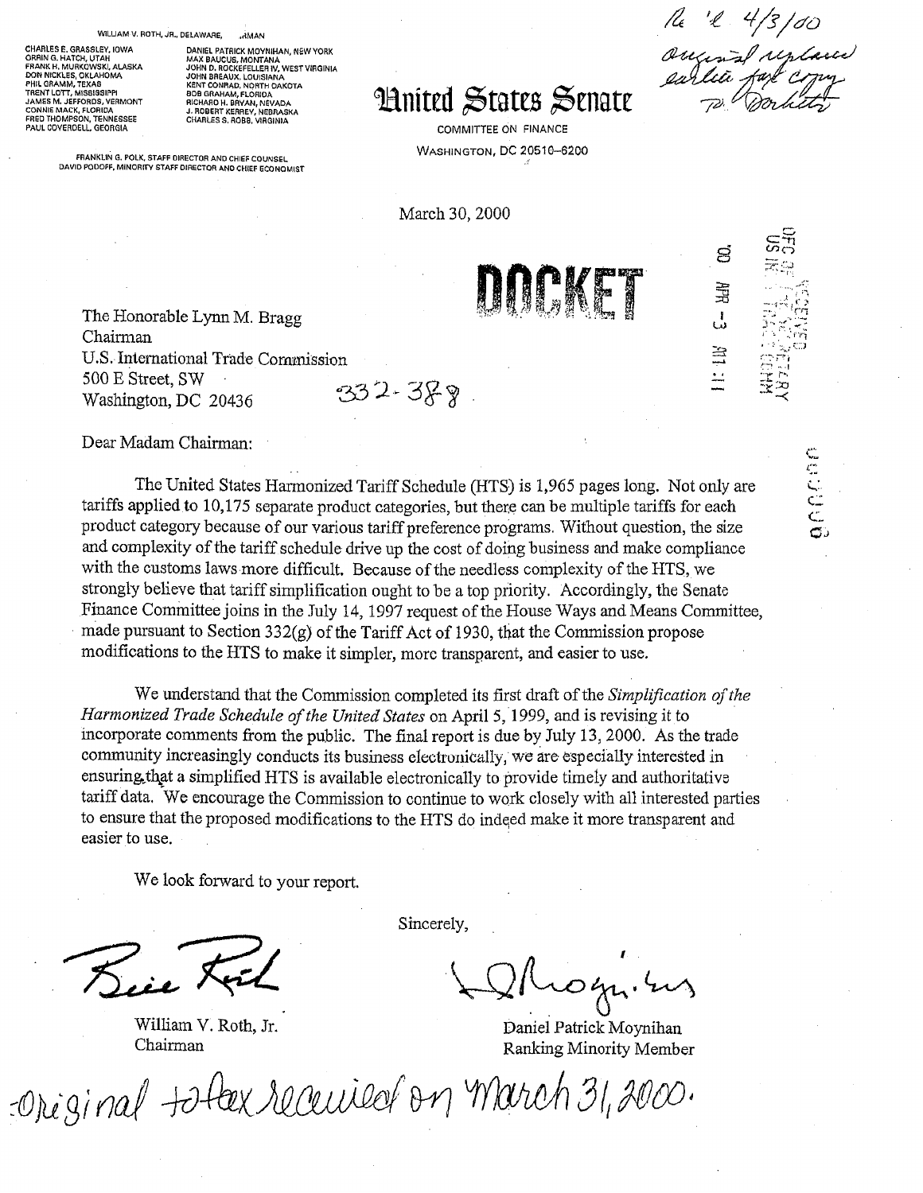WILLIAM V. ROTH, JR., DELAWARE, CHAIRMAN

CHARLES E. GRASSLEY, IOWA
ORRIN G. HATCH, UTAH
FRANK H. MURKOWSKI, ALASKA
DON NICKLES, OKLAHOMA
PHIL GRAMM, TEXAS
TRENT LOTT, MISSISSIPPI
JAMES M. JEFFORDS, VERMONT
CONNIE MACK, FLORIDA
FRED THOMPSON, TENNESSEE
PAUL COVERDELL, GEORGIA

DANIEL PATRICK MOYNIHAN, NEW YORK
MAX BAUCUS, MONTANA
JOHN D. ROCKEFELLER IV, WEST VIRGINIA
JOHN BREAUX, LOUISIANA
KENT CONRAD, NORTH DAKOTA
BOB GRAHAM, FLORIDA
RICHARD H. BRYAN, NEVADA
J. ROBERT KERREY, NEBRASKA
CHARLES S. ROBB, VIRGINIA

FRANKLIN G. POLK, STAFF DIRECTOR AND CHIEF COUNSEL
DAVID PODOFF, MINORITY STAFF DIRECTOR AND CHIEF ECONOMIST

# United States Senate

COMMITTEE ON FINANCE

WASHINGTON, DC 20510–6200

Rc'd 4/3/00
original replaced
earlier fax copy
D. Burkett

March 30, 2000

DOCKET

'00 APR -3 AM 11:11

OFC OF THE SECRETARY
US INT'L TRADE COMM

The Honorable Lynn M. Bragg
Chairman
U.S. International Trade Commission
500 E Street, SW
Washington, DC 20436

332-388

Dear Madam Chairman:

The United States Harmonized Tariff Schedule (HTS) is 1,965 pages long. Not only are tariffs applied to 10,175 separate product categories, but there can be multiple tariffs for each product category because of our various tariff preference programs. Without question, the size and complexity of the tariff schedule drive up the cost of doing business and make compliance with the customs laws more difficult. Because of the needless complexity of the HTS, we strongly believe that tariff simplification ought to be a top priority. Accordingly, the Senate Finance Committee joins in the July 14, 1997 request of the House Ways and Means Committee, made pursuant to Section 332(g) of the Tariff Act of 1930, that the Commission propose modifications to the HTS to make it simpler, more transparent, and easier to use.

We understand that the Commission completed its first draft of the *Simplification of the Harmonized Trade Schedule of the United States* on April 5, 1999, and is revising it to incorporate comments from the public. The final report is due by July 13, 2000. As the trade community increasingly conducts its business electronically, we are especially interested in ensuring that a simplified HTS is available electronically to provide timely and authoritative tariff data. We encourage the Commission to continue to work closely with all interested parties to ensure that the proposed modifications to the HTS do indeed make it more transparent and easier to use.

We look forward to your report.

Sincerely,

William V. Roth, Jr.
Chairman

Daniel Patrick Moynihan
Ranking Minority Member

Original to fax received on March 31, 2000.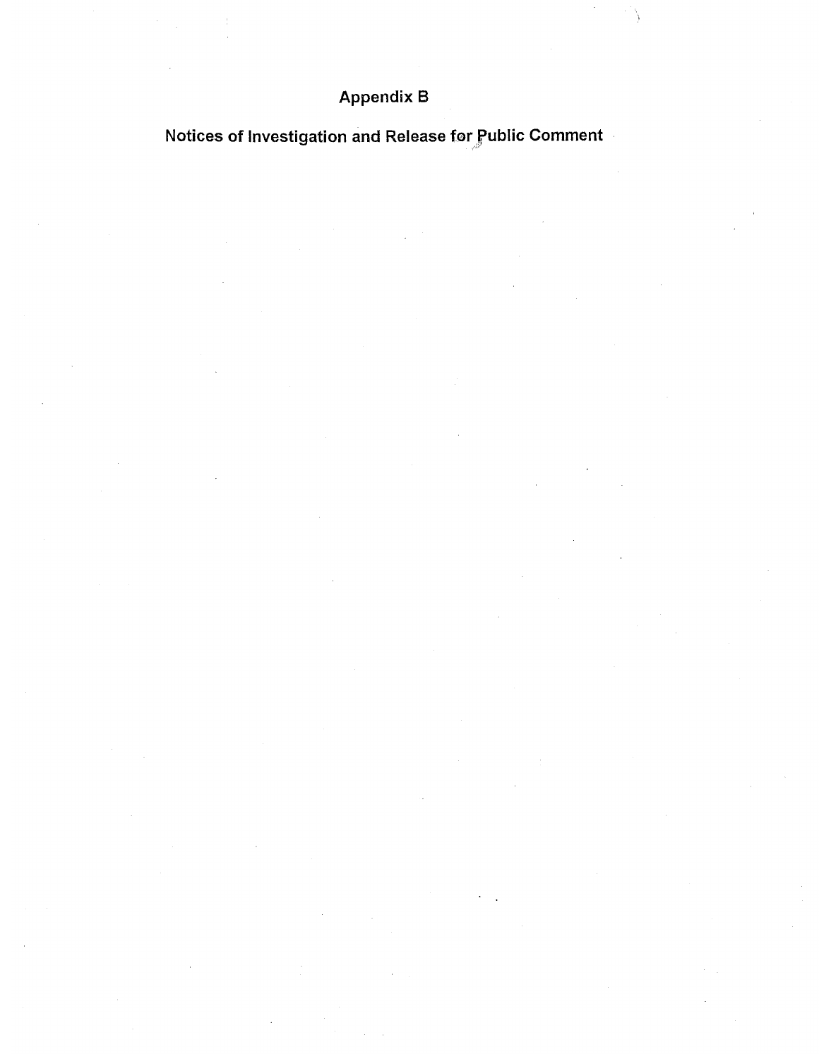# Appendix B

## Notices of Investigation and Release for Public Comment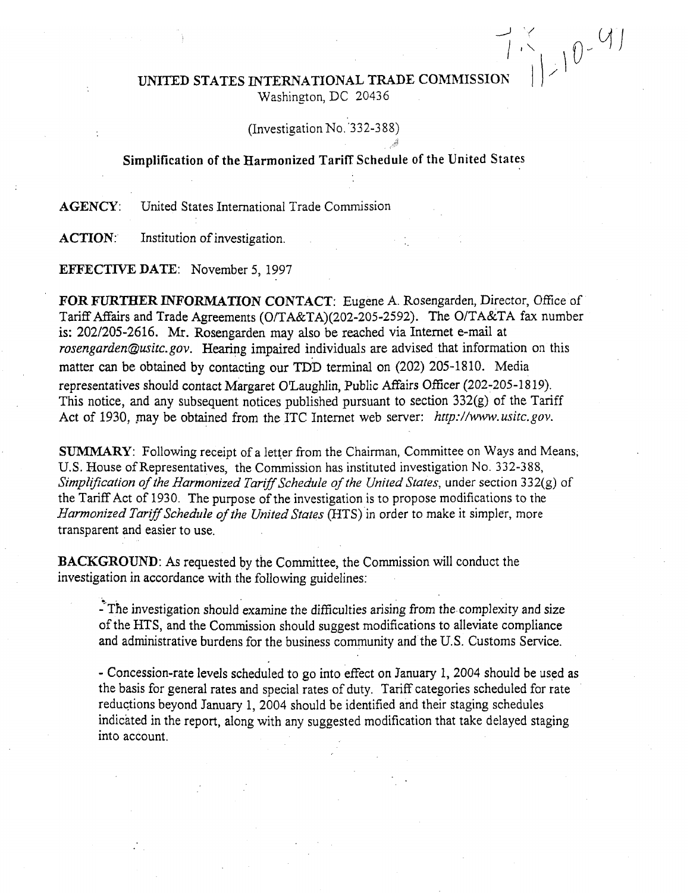TX 11-10-97

# UNITED STATES INTERNATIONAL TRADE COMMISSION

Washington, DC 20436

(Investigation No. 332-388)

## Simplification of the Harmonized Tariff Schedule of the United States

**AGENCY**: United States International Trade Commission

**ACTION**: Institution of investigation.

**EFFECTIVE DATE**: November 5, 1997

**FOR FURTHER INFORMATION CONTACT**: Eugene A. Rosengarden, Director, Office of Tariff Affairs and Trade Agreements (O/TA&TA)(202-205-2592). The O/TA&TA fax number is: 202/205-2616. Mr. Rosengarden may also be reached via Internet e-mail at *rosengarden@usitc.gov*. Hearing impaired individuals are advised that information on this matter can be obtained by contacting our TDD terminal on (202) 205-1810. Media representatives should contact Margaret O'Laughlin, Public Affairs Officer (202-205-1819). This notice, and any subsequent notices published pursuant to section 332(g) of the Tariff Act of 1930, may be obtained from the ITC Internet web server: *http://www.usitc.gov*.

**SUMMARY**: Following receipt of a letter from the Chairman, Committee on Ways and Means, U.S. House of Representatives, the Commission has instituted investigation No. 332-388, *Simplification of the Harmonized Tariff Schedule of the United States*, under section 332(g) of the Tariff Act of 1930. The purpose of the investigation is to propose modifications to the *Harmonized Tariff Schedule of the United States* (HTS) in order to make it simpler, more transparent and easier to use.

**BACKGROUND**: As requested by the Committee, the Commission will conduct the investigation in accordance with the following guidelines:

- The investigation should examine the difficulties arising from the complexity and size of the HTS, and the Commission should suggest modifications to alleviate compliance and administrative burdens for the business community and the U.S. Customs Service.

- Concession-rate levels scheduled to go into effect on January 1, 2004 should be used as the basis for general rates and special rates of duty. Tariff categories scheduled for rate reductions beyond January 1, 2004 should be identified and their staging schedules indicated in the report, along with any suggested modification that take delayed staging into account.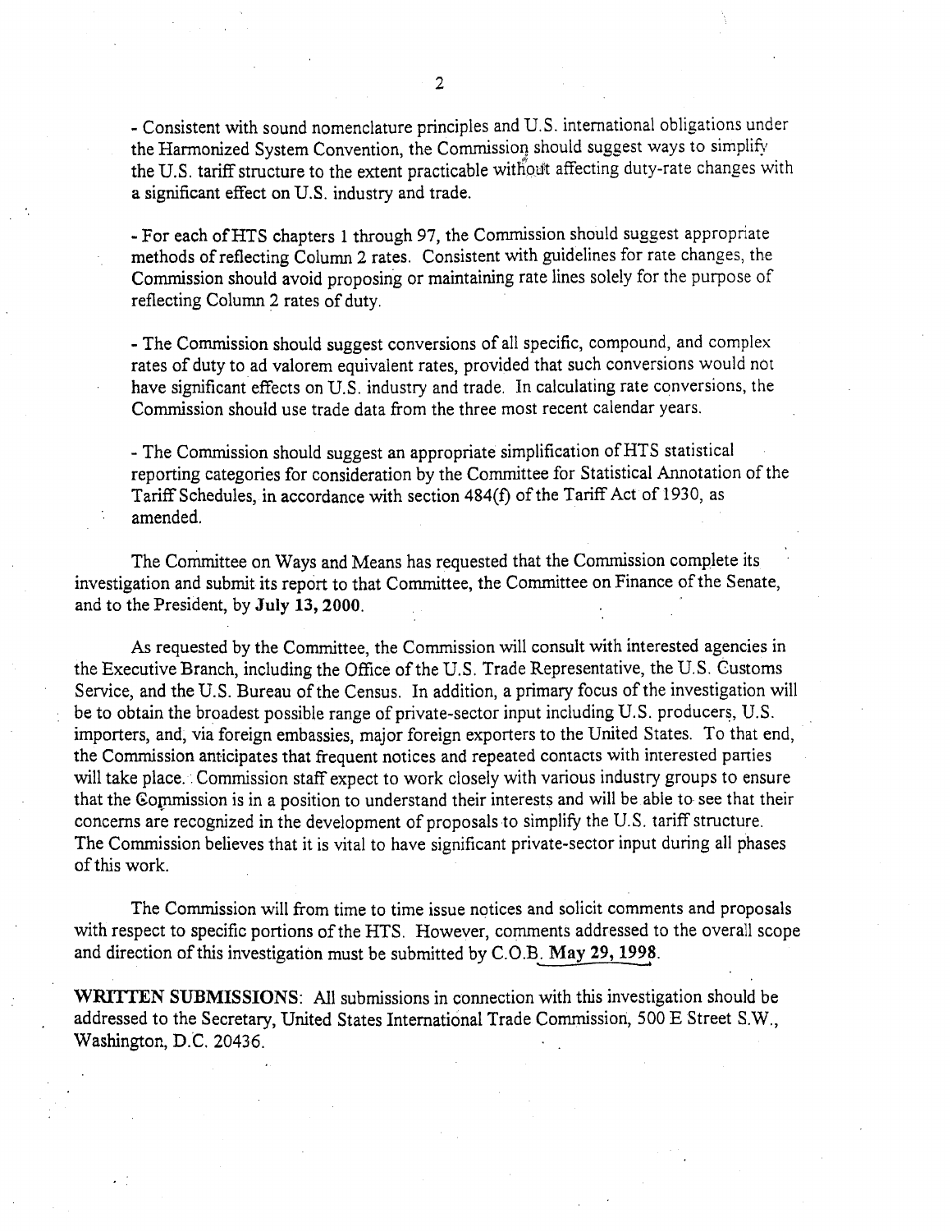- Consistent with sound nomenclature principles and U.S. international obligations under the Harmonized System Convention, the Commission should suggest ways to simplify the U.S. tariff structure to the extent practicable without affecting duty-rate changes with a significant effect on U.S. industry and trade.

- For each of HTS chapters 1 through 97, the Commission should suggest appropriate methods of reflecting Column 2 rates. Consistent with guidelines for rate changes, the Commission should avoid proposing or maintaining rate lines solely for the purpose of reflecting Column 2 rates of duty.

- The Commission should suggest conversions of all specific, compound, and complex rates of duty to ad valorem equivalent rates, provided that such conversions would not have significant effects on U.S. industry and trade. In calculating rate conversions, the Commission should use trade data from the three most recent calendar years.

- The Commission should suggest an appropriate simplification of HTS statistical reporting categories for consideration by the Committee for Statistical Annotation of the Tariff Schedules, in accordance with section 484(f) of the Tariff Act of 1930, as amended.

The Committee on Ways and Means has requested that the Commission complete its investigation and submit its report to that Committee, the Committee on Finance of the Senate, and to the President, by **July 13, 2000**.

As requested by the Committee, the Commission will consult with interested agencies in the Executive Branch, including the Office of the U.S. Trade Representative, the U.S. Customs Service, and the U.S. Bureau of the Census. In addition, a primary focus of the investigation will be to obtain the broadest possible range of private-sector input including U.S. producers, U.S. importers, and, via foreign embassies, major foreign exporters to the United States. To that end, the Commission anticipates that frequent notices and repeated contacts with interested parties will take place. Commission staff expect to work closely with various industry groups to ensure that the Commission is in a position to understand their interests and will be able to see that their concerns are recognized in the development of proposals to simplify the U.S. tariff structure. The Commission believes that it is vital to have significant private-sector input during all phases of this work.

The Commission will from time to time issue notices and solicit comments and proposals with respect to specific portions of the HTS. However, comments addressed to the overall scope and direction of this investigation must be submitted by C.O.B. **May 29, 1998**.

**WRITTEN SUBMISSIONS**: All submissions in connection with this investigation should be addressed to the Secretary, United States International Trade Commission, 500 E Street S.W., Washington, D.C. 20436.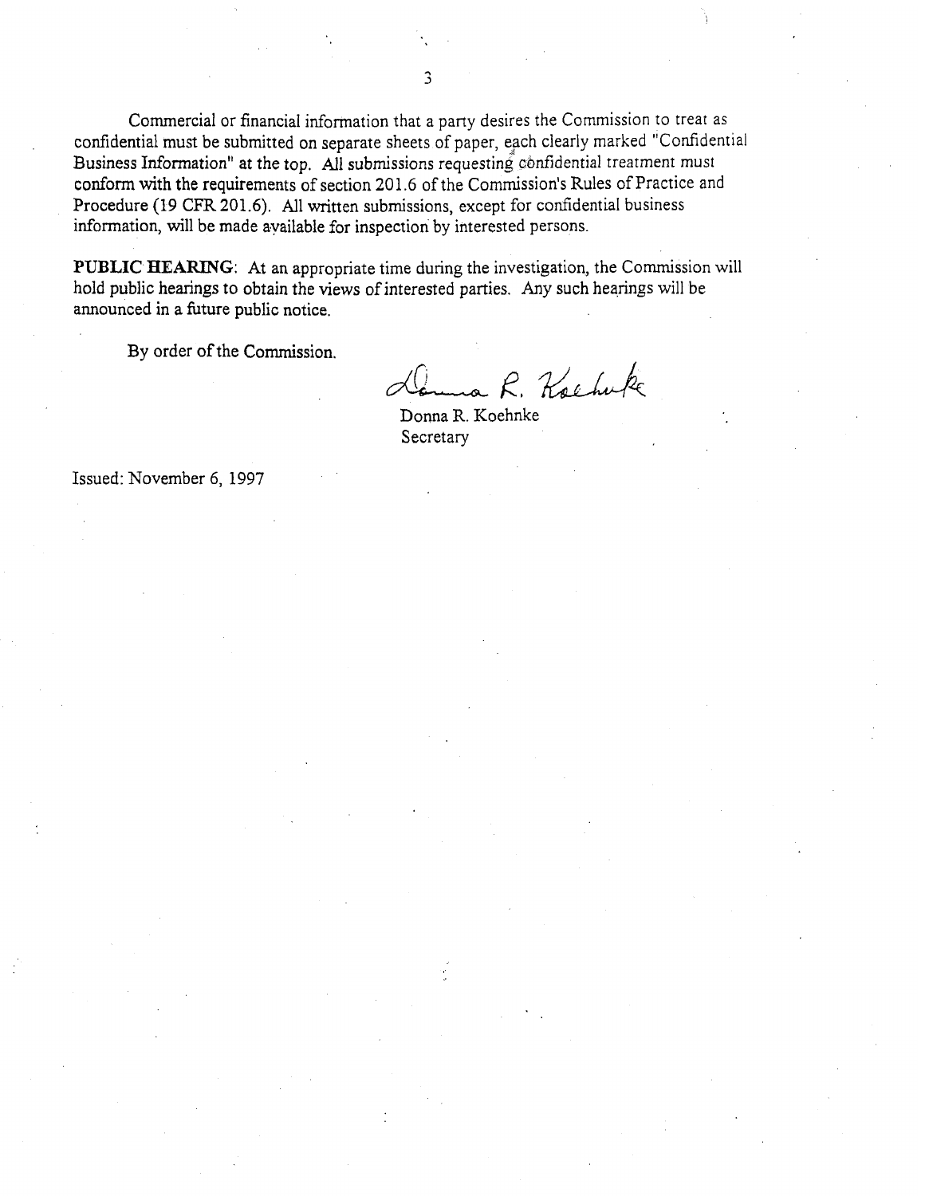Commercial or financial information that a party desires the Commission to treat as confidential must be submitted on separate sheets of paper, each clearly marked "Confidential Business Information" at the top. All submissions requesting confidential treatment must conform with the requirements of section 201.6 of the Commission's Rules of Practice and Procedure (19 CFR 201.6). All written submissions, except for confidential business information, will be made available for inspection by interested persons.

**PUBLIC HEARING**: At an appropriate time during the investigation, the Commission will hold public hearings to obtain the views of interested parties. Any such hearings will be announced in a future public notice.

By order of the Commission.

Donna R. Koehnke
Secretary

Issued: November 6, 1997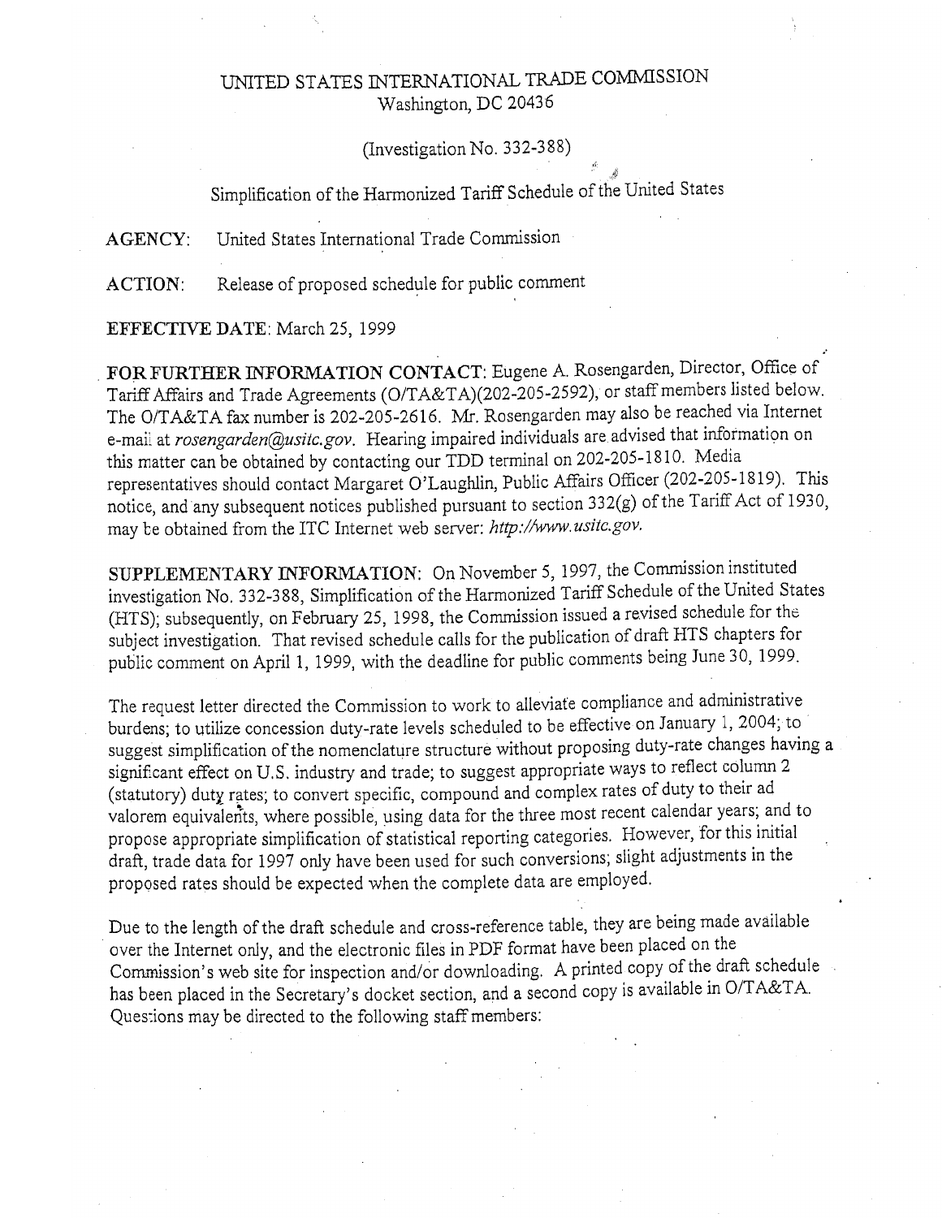UNITED STATES INTERNATIONAL TRADE COMMISSION
Washington, DC 20436

(Investigation No. 332-388)

Simplification of the Harmonized Tariff Schedule of the United States

**AGENCY:** United States International Trade Commission

**ACTION:** Release of proposed schedule for public comment

**EFFECTIVE DATE**: March 25, 1999

**FOR FURTHER INFORMATION CONTACT**: Eugene A. Rosengarden, Director, Office of Tariff Affairs and Trade Agreements (O/TA&TA)(202-205-2592), or staff members listed below. The O/TA&TA fax number is 202-205-2616. Mr. Rosengarden may also be reached via Internet e-mail at *rosengarden@usitc.gov*. Hearing impaired individuals are advised that information on this matter can be obtained by contacting our TDD terminal on 202-205-1810. Media representatives should contact Margaret O'Laughlin, Public Affairs Officer (202-205-1819). This notice, and any subsequent notices published pursuant to section 332(g) of the Tariff Act of 1930, may be obtained from the ITC Internet web server: *http://www.usitc.gov.*

**SUPPLEMENTARY INFORMATION**: On November 5, 1997, the Commission instituted investigation No. 332-388, Simplification of the Harmonized Tariff Schedule of the United States (HTS); subsequently, on February 25, 1998, the Commission issued a revised schedule for the subject investigation. That revised schedule calls for the publication of draft HTS chapters for public comment on April 1, 1999, with the deadline for public comments being June 30, 1999.

The request letter directed the Commission to work to alleviate compliance and administrative burdens; to utilize concession duty-rate levels scheduled to be effective on January 1, 2004; to suggest simplification of the nomenclature structure without proposing duty-rate changes having a significant effect on U.S. industry and trade; to suggest appropriate ways to reflect column 2 (statutory) duty rates; to convert specific, compound and complex rates of duty to their ad valorem equivalents, where possible, using data for the three most recent calendar years; and to propose appropriate simplification of statistical reporting categories. However, for this initial draft, trade data for 1997 only have been used for such conversions; slight adjustments in the proposed rates should be expected when the complete data are employed.

Due to the length of the draft schedule and cross-reference table, they are being made available over the Internet only, and the electronic files in PDF format have been placed on the Commission's web site for inspection and/or downloading. A printed copy of the draft schedule has been placed in the Secretary's docket section, and a second copy is available in O/TA&TA. Questions may be directed to the following staff members: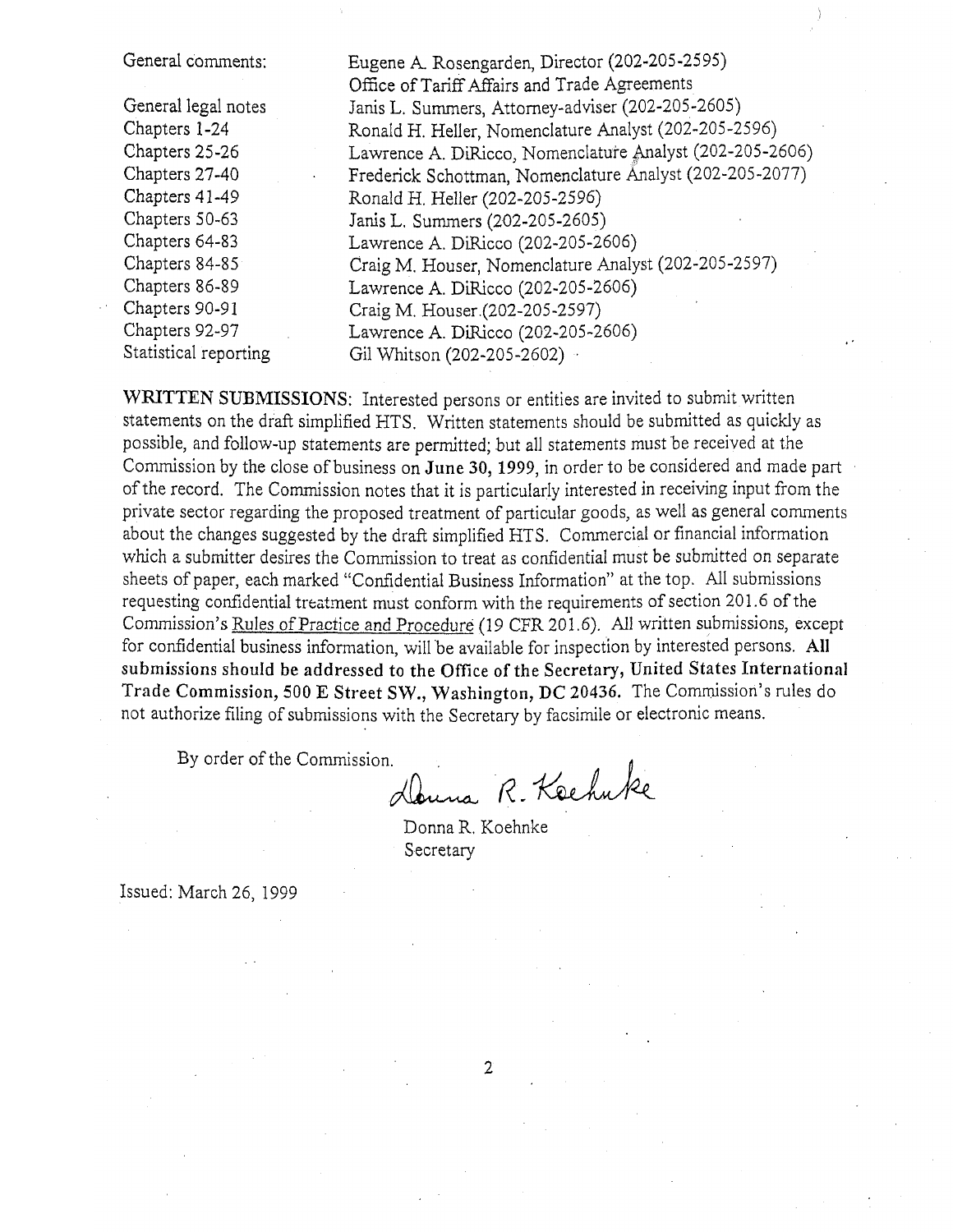| | |
|---|---|
| General comments: | Eugene A. Rosengarden, Director (202-205-2595)<br>Office of Tariff Affairs and Trade Agreements |
| General legal notes | Janis L. Summers, Attorney-adviser (202-205-2605) |
| Chapters 1-24 | Ronald H. Heller, Nomenclature Analyst (202-205-2596) |
| Chapters 25-26 | Lawrence A. DiRicco, Nomenclature Analyst (202-205-2606) |
| Chapters 27-40 | Frederick Schottman, Nomenclature Analyst (202-205-2077) |
| Chapters 41-49 | Ronald H. Heller (202-205-2596) |
| Chapters 50-63 | Janis L. Summers (202-205-2605) |
| Chapters 64-83 | Lawrence A. DiRicco (202-205-2606) |
| Chapters 84-85 | Craig M. Houser, Nomenclature Analyst (202-205-2597) |
| Chapters 86-89 | Lawrence A. DiRicco (202-205-2606) |
| Chapters 90-91 | Craig M. Houser (202-205-2597) |
| Chapters 92-97 | Lawrence A. DiRicco (202-205-2606) |
| Statistical reporting | Gil Whitson (202-205-2602) |

**WRITTEN SUBMISSIONS**: Interested persons or entities are invited to submit written statements on the draft simplified HTS. Written statements should be submitted as quickly as possible, and follow-up statements are permitted; but all statements must be received at the Commission by the close of business on **June 30, 1999**, in order to be considered and made part of the record. The Commission notes that it is particularly interested in receiving input from the private sector regarding the proposed treatment of particular goods, as well as general comments about the changes suggested by the draft simplified HTS. Commercial or financial information which a submitter desires the Commission to treat as confidential must be submitted on separate sheets of paper, each marked "Confidential Business Information" at the top. All submissions requesting confidential treatment must conform with the requirements of section 201.6 of the Commission's Rules of Practice and Procedure (19 CFR 201.6). All written submissions, except for confidential business information, will be available for inspection by interested persons. **All submissions should be addressed to the Office of the Secretary, United States International Trade Commission, 500 E Street SW., Washington, DC 20436.** The Commission's rules do not authorize filing of submissions with the Secretary by facsimile or electronic means.

By order of the Commission.

Donna R. Koehnke
Secretary

Issued: March 26, 1999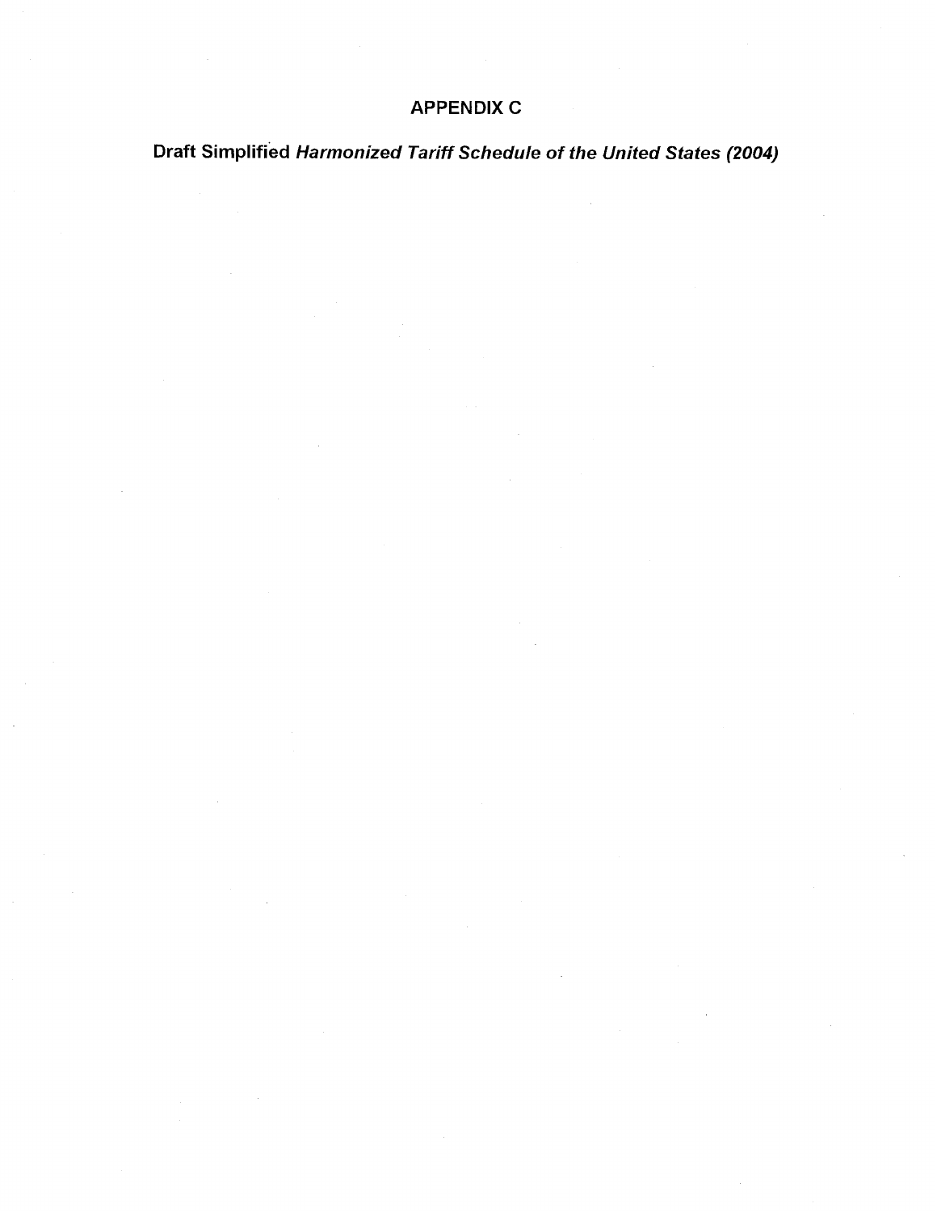# APPENDIX C

## Draft Simplified *Harmonized Tariff Schedule of the United States (2004)*